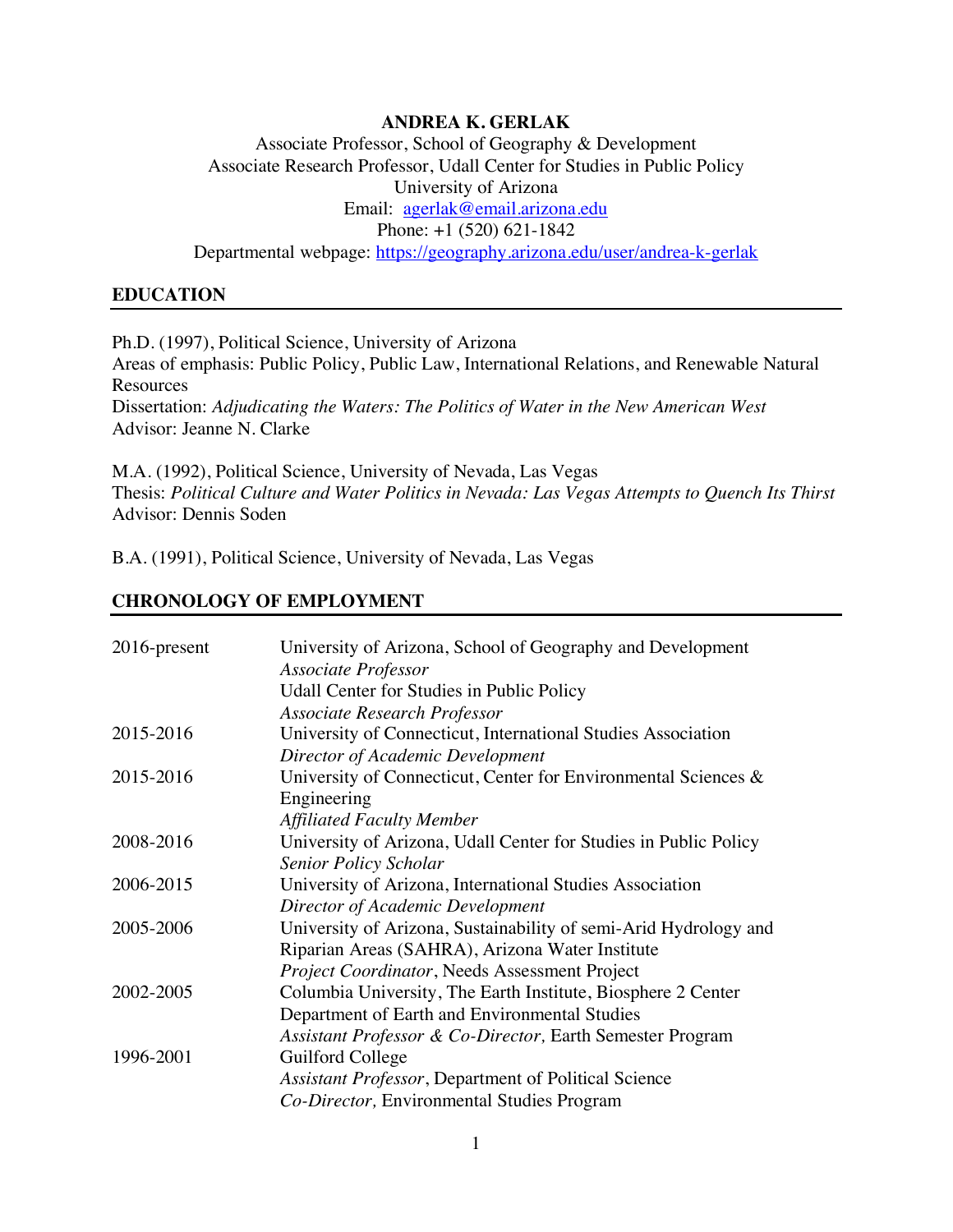# ANDREA K. GERLAK

Associate Professor, School of Geography & Development
Associate Research Professor, Udall Center for Studies in Public Policy
University of Arizona
Email: agerlak@email.arizona.edu
Phone: +1 (520) 621-1842
Departmental webpage: https://geography.arizona.edu/user/andrea-k-gerlak

## EDUCATION

Ph.D. (1997), Political Science, University of Arizona
Areas of emphasis: Public Policy, Public Law, International Relations, and Renewable Natural Resources
Dissertation: *Adjudicating the Waters: The Politics of Water in the New American West*
Advisor: Jeanne N. Clarke

M.A. (1992), Political Science, University of Nevada, Las Vegas
Thesis: *Political Culture and Water Politics in Nevada: Las Vegas Attempts to Quench Its Thirst*
Advisor: Dennis Soden

B.A. (1991), Political Science, University of Nevada, Las Vegas

## CHRONOLOGY OF EMPLOYMENT

| | |
|---|---|
| 2016-present | University of Arizona, School of Geography and Development<br>*Associate Professor*<br>Udall Center for Studies in Public Policy<br>*Associate Research Professor* |
| 2015-2016 | University of Connecticut, International Studies Association<br>*Director of Academic Development* |
| 2015-2016 | University of Connecticut, Center for Environmental Sciences & Engineering<br>*Affiliated Faculty Member* |
| 2008-2016 | University of Arizona, Udall Center for Studies in Public Policy<br>*Senior Policy Scholar* |
| 2006-2015 | University of Arizona, International Studies Association<br>*Director of Academic Development* |
| 2005-2006 | University of Arizona, Sustainability of semi-Arid Hydrology and Riparian Areas (SAHRA), Arizona Water Institute<br>*Project Coordinator*, Needs Assessment Project |
| 2002-2005 | Columbia University, The Earth Institute, Biosphere 2 Center<br>Department of Earth and Environmental Studies<br>*Assistant Professor & Co-Director,* Earth Semester Program |
| 1996-2001 | Guilford College<br>*Assistant Professor*, Department of Political Science<br>*Co-Director,* Environmental Studies Program |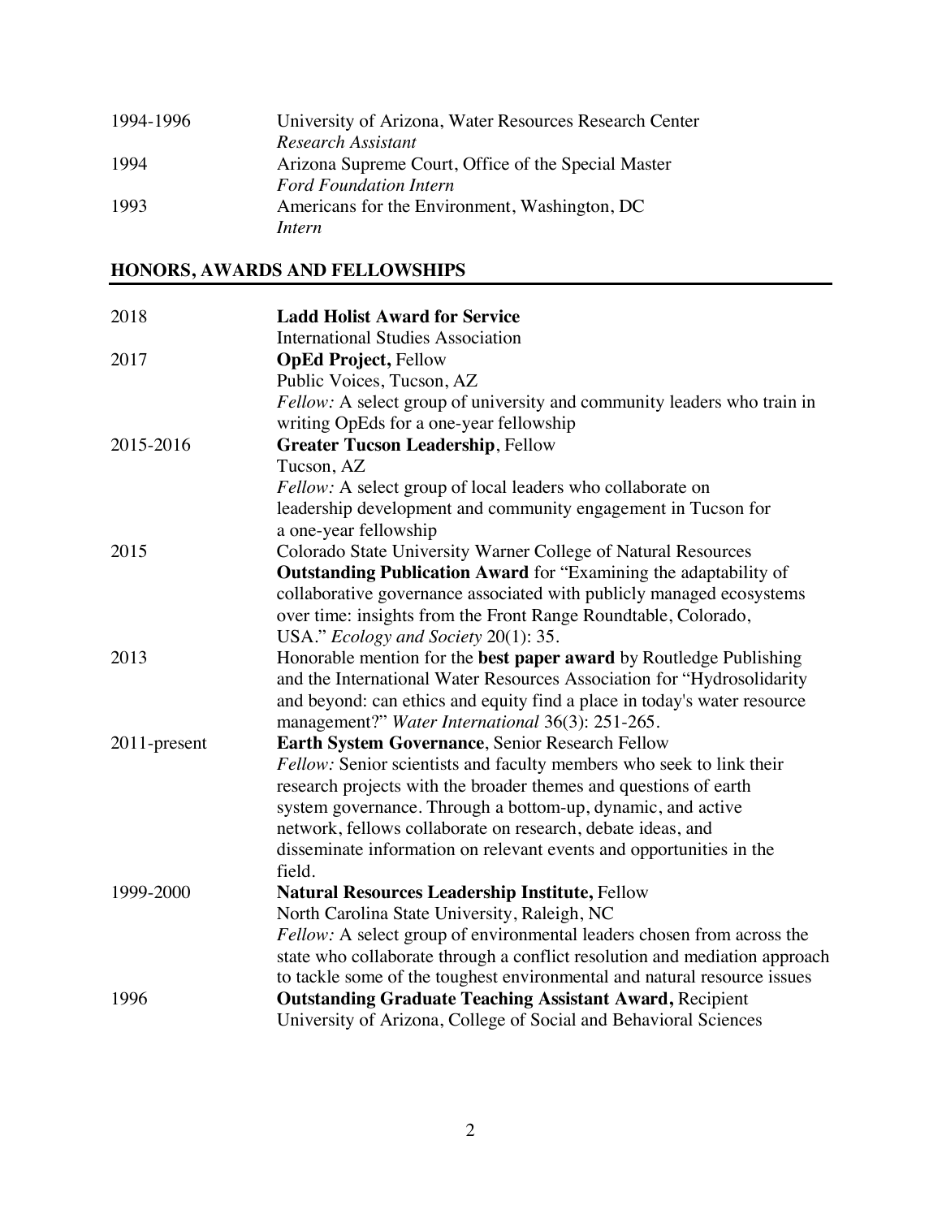1994-1996 University of Arizona, Water Resources Research Center
*Research Assistant*

1994 Arizona Supreme Court, Office of the Special Master
*Ford Foundation Intern*

1993 Americans for the Environment, Washington, DC
*Intern*

## HONORS, AWARDS AND FELLOWSHIPS

2018 **Ladd Holist Award for Service**
International Studies Association

2017 **OpEd Project,** Fellow
Public Voices, Tucson, AZ
*Fellow:* A select group of university and community leaders who train in writing OpEds for a one-year fellowship

2015-2016 **Greater Tucson Leadership**, Fellow
Tucson, AZ
*Fellow:* A select group of local leaders who collaborate on leadership development and community engagement in Tucson for a one-year fellowship

2015 Colorado State University Warner College of Natural Resources
**Outstanding Publication Award** for "Examining the adaptability of collaborative governance associated with publicly managed ecosystems over time: insights from the Front Range Roundtable, Colorado, USA." *Ecology and Society* 20(1): 35.

2013 Honorable mention for the **best paper award** by Routledge Publishing and the International Water Resources Association for "Hydrosolidarity and beyond: can ethics and equity find a place in today's water resource management?" *Water International* 36(3): 251-265.

2011-present **Earth System Governance**, Senior Research Fellow
*Fellow:* Senior scientists and faculty members who seek to link their research projects with the broader themes and questions of earth system governance. Through a bottom-up, dynamic, and active network, fellows collaborate on research, debate ideas, and disseminate information on relevant events and opportunities in the field.

1999-2000 **Natural Resources Leadership Institute,** Fellow
North Carolina State University, Raleigh, NC
*Fellow:* A select group of environmental leaders chosen from across the state who collaborate through a conflict resolution and mediation approach to tackle some of the toughest environmental and natural resource issues

1996 **Outstanding Graduate Teaching Assistant Award,** Recipient
University of Arizona, College of Social and Behavioral Sciences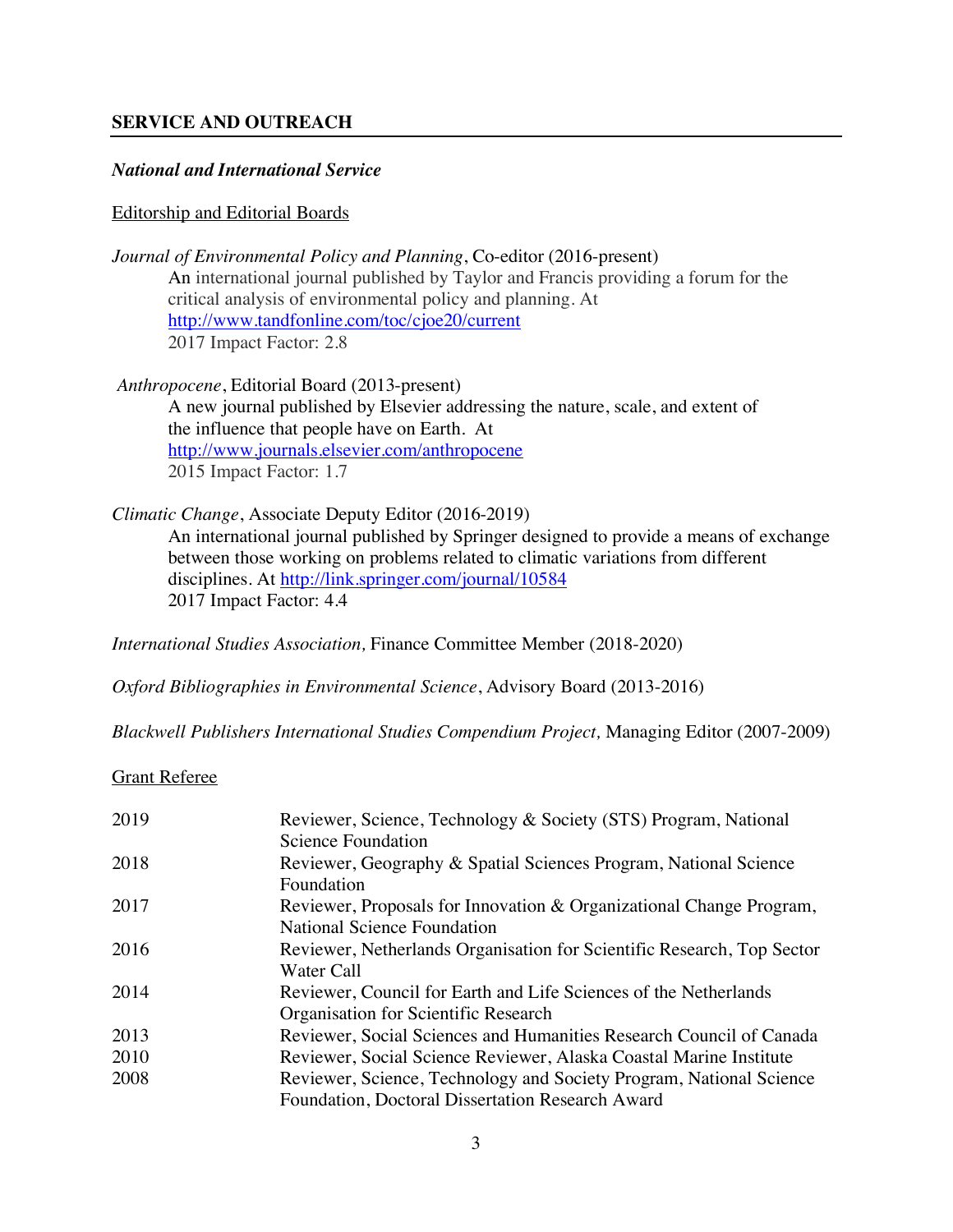## SERVICE AND OUTREACH

### *National and International Service*

Editorship and Editorial Boards

*Journal of Environmental Policy and Planning*, Co-editor (2016-present)
An international journal published by Taylor and Francis providing a forum for the critical analysis of environmental policy and planning. At http://www.tandfonline.com/toc/cjoe20/current
2017 Impact Factor: 2.8

*Anthropocene*, Editorial Board (2013-present)
A new journal published by Elsevier addressing the nature, scale, and extent of the influence that people have on Earth. At http://www.journals.elsevier.com/anthropocene
2015 Impact Factor: 1.7

*Climatic Change*, Associate Deputy Editor (2016-2019)
An international journal published by Springer designed to provide a means of exchange between those working on problems related to climatic variations from different disciplines. At http://link.springer.com/journal/10584
2017 Impact Factor: 4.4

*International Studies Association,* Finance Committee Member (2018-2020)

*Oxford Bibliographies in Environmental Science*, Advisory Board (2013-2016)

*Blackwell Publishers International Studies Compendium Project,* Managing Editor (2007-2009)

Grant Referee

| | |
|---|---|
| 2019 | Reviewer, Science, Technology & Society (STS) Program, National Science Foundation |
| 2018 | Reviewer, Geography & Spatial Sciences Program, National Science Foundation |
| 2017 | Reviewer, Proposals for Innovation & Organizational Change Program, National Science Foundation |
| 2016 | Reviewer, Netherlands Organisation for Scientific Research, Top Sector Water Call |
| 2014 | Reviewer, Council for Earth and Life Sciences of the Netherlands Organisation for Scientific Research |
| 2013 | Reviewer, Social Sciences and Humanities Research Council of Canada |
| 2010 | Reviewer, Social Science Reviewer, Alaska Coastal Marine Institute |
| 2008 | Reviewer, Science, Technology and Society Program, National Science Foundation, Doctoral Dissertation Research Award |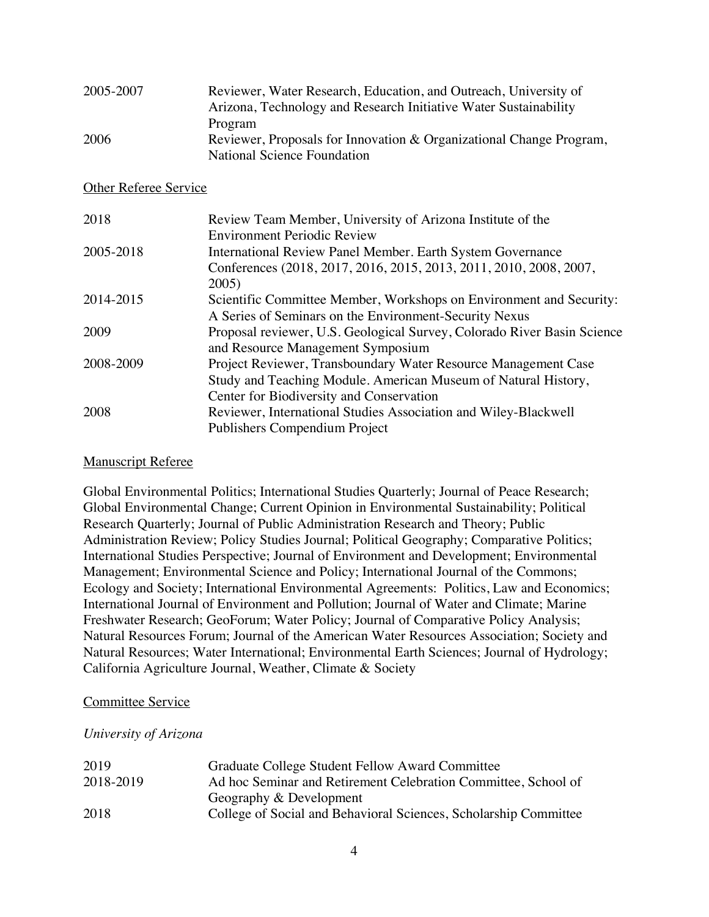| | |
|---|---|
| 2005-2007 | Reviewer, Water Research, Education, and Outreach, University of Arizona, Technology and Research Initiative Water Sustainability Program |
| 2006 | Reviewer, Proposals for Innovation & Organizational Change Program, National Science Foundation |

<u>Other Referee Service</u>

| | |
|---|---|
| 2018 | Review Team Member, University of Arizona Institute of the Environment Periodic Review |
| 2005-2018 | International Review Panel Member. Earth System Governance Conferences (2018, 2017, 2016, 2015, 2013, 2011, 2010, 2008, 2007, 2005) |
| 2014-2015 | Scientific Committee Member, Workshops on Environment and Security: A Series of Seminars on the Environment-Security Nexus |
| 2009 | Proposal reviewer, U.S. Geological Survey, Colorado River Basin Science and Resource Management Symposium |
| 2008-2009 | Project Reviewer, Transboundary Water Resource Management Case Study and Teaching Module. American Museum of Natural History, Center for Biodiversity and Conservation |
| 2008 | Reviewer, International Studies Association and Wiley-Blackwell Publishers Compendium Project |

<u>Manuscript Referee</u>

Global Environmental Politics; International Studies Quarterly; Journal of Peace Research; Global Environmental Change; Current Opinion in Environmental Sustainability; Political Research Quarterly; Journal of Public Administration Research and Theory; Public Administration Review; Policy Studies Journal; Political Geography; Comparative Politics; International Studies Perspective; Journal of Environment and Development; Environmental Management; Environmental Science and Policy; International Journal of the Commons; Ecology and Society; International Environmental Agreements: Politics, Law and Economics; International Journal of Environment and Pollution; Journal of Water and Climate; Marine Freshwater Research; GeoForum; Water Policy; Journal of Comparative Policy Analysis; Natural Resources Forum; Journal of the American Water Resources Association; Society and Natural Resources; Water International; Environmental Earth Sciences; Journal of Hydrology; California Agriculture Journal, Weather, Climate & Society

<u>Committee Service</u>

*University of Arizona*

| | |
|---|---|
| 2019 | Graduate College Student Fellow Award Committee |
| 2018-2019 | Ad hoc Seminar and Retirement Celebration Committee, School of Geography & Development |
| 2018 | College of Social and Behavioral Sciences, Scholarship Committee |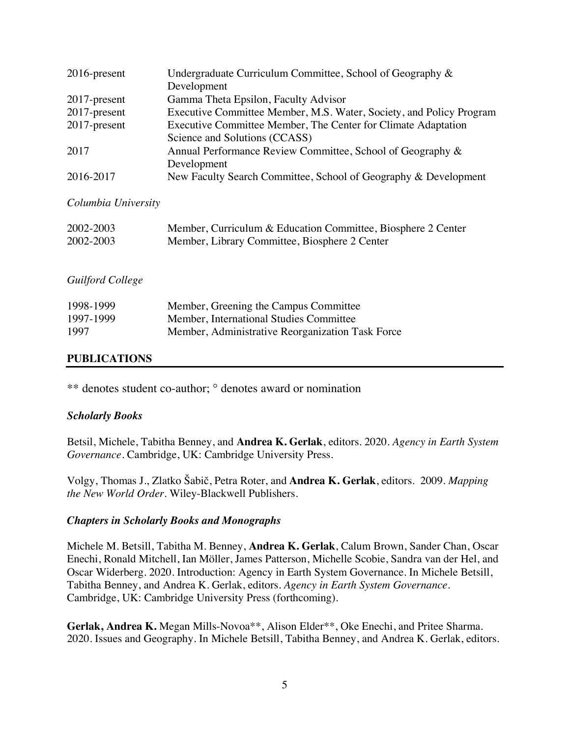| | |
|---|---|
| 2016-present | Undergraduate Curriculum Committee, School of Geography & Development |
| 2017-present | Gamma Theta Epsilon, Faculty Advisor |
| 2017-present | Executive Committee Member, M.S. Water, Society, and Policy Program |
| 2017-present | Executive Committee Member, The Center for Climate Adaptation Science and Solutions (CCASS) |
| 2017 | Annual Performance Review Committee, School of Geography & Development |
| 2016-2017 | New Faculty Search Committee, School of Geography & Development |

*Columbia University*

| | |
|---|---|
| 2002-2003 | Member, Curriculum & Education Committee, Biosphere 2 Center |
| 2002-2003 | Member, Library Committee, Biosphere 2 Center |

*Guilford College*

| | |
|---|---|
| 1998-1999 | Member, Greening the Campus Committee |
| 1997-1999 | Member, International Studies Committee |
| 1997 | Member, Administrative Reorganization Task Force |

## PUBLICATIONS

** denotes student co-author; ° denotes award or nomination

### *Scholarly Books*

Betsil, Michele, Tabitha Benney, and **Andrea K. Gerlak**, editors. 2020. *Agency in Earth System Governance*. Cambridge, UK: Cambridge University Press.

Volgy, Thomas J., Zlatko Šabič, Petra Roter, and **Andrea K. Gerlak**, editors. 2009. *Mapping the New World Order*. Wiley-Blackwell Publishers.

### *Chapters in Scholarly Books and Monographs*

Michele M. Betsill, Tabitha M. Benney, **Andrea K. Gerlak**, Calum Brown, Sander Chan, Oscar Enechi, Ronald Mitchell, Ian Möller, James Patterson, Michelle Scobie, Sandra van der Hel, and Oscar Widerberg. 2020. Introduction: Agency in Earth System Governance. In Michele Betsill, Tabitha Benney, and Andrea K. Gerlak, editors. *Agency in Earth System Governance*. Cambridge, UK: Cambridge University Press (forthcoming).

**Gerlak, Andrea K.** Megan Mills-Novoa**, Alison Elder**, Oke Enechi, and Pritee Sharma. 2020. Issues and Geography. In Michele Betsill, Tabitha Benney, and Andrea K. Gerlak, editors.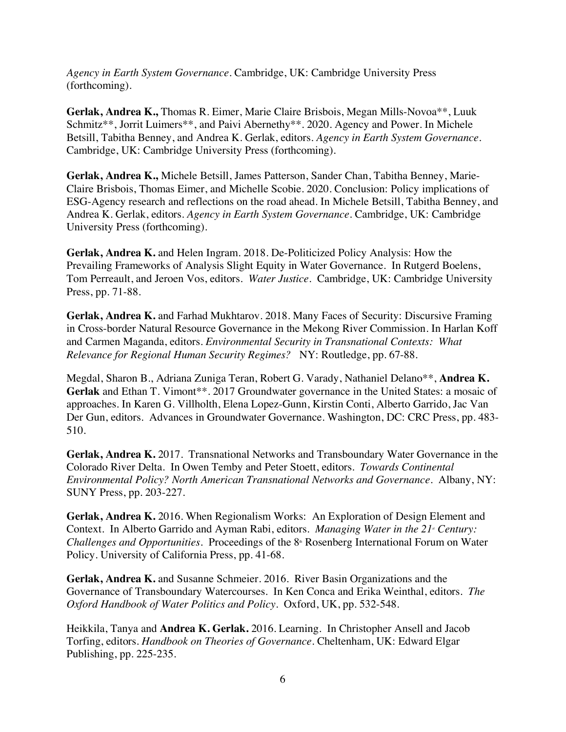*Agency in Earth System Governance*. Cambridge, UK: Cambridge University Press (forthcoming).

**Gerlak, Andrea K.,** Thomas R. Eimer, Marie Claire Brisbois, Megan Mills-Novoa**, Luuk Schmitz**, Jorrit Luimers**, and Paivi Abernethy**. 2020. Agency and Power. In Michele Betsill, Tabitha Benney, and Andrea K. Gerlak, editors. *Agency in Earth System Governance*. Cambridge, UK: Cambridge University Press (forthcoming).

**Gerlak, Andrea K.,** Michele Betsill, James Patterson, Sander Chan, Tabitha Benney, Marie-Claire Brisbois, Thomas Eimer, and Michelle Scobie. 2020. Conclusion: Policy implications of ESG-Agency research and reflections on the road ahead. In Michele Betsill, Tabitha Benney, and Andrea K. Gerlak, editors. *Agency in Earth System Governance*. Cambridge, UK: Cambridge University Press (forthcoming).

**Gerlak, Andrea K.** and Helen Ingram. 2018. De-Politicized Policy Analysis: How the Prevailing Frameworks of Analysis Slight Equity in Water Governance. In Rutgerd Boelens, Tom Perreault, and Jeroen Vos, editors. *Water Justice*. Cambridge, UK: Cambridge University Press, pp. 71-88.

**Gerlak, Andrea K.** and Farhad Mukhtarov. 2018. Many Faces of Security: Discursive Framing in Cross-border Natural Resource Governance in the Mekong River Commission. In Harlan Koff and Carmen Maganda, editors. *Environmental Security in Transnational Contexts: What Relevance for Regional Human Security Regimes?* NY: Routledge, pp. 67-88.

Megdal, Sharon B., Adriana Zuniga Teran, Robert G. Varady, Nathaniel Delano**, **Andrea K. Gerlak** and Ethan T. Vimont**. 2017 Groundwater governance in the United States: a mosaic of approaches. In Karen G. Villholth, Elena Lopez-Gunn, Kirstin Conti, Alberto Garrido, Jac Van Der Gun, editors. Advances in Groundwater Governance. Washington, DC: CRC Press, pp. 483-510.

**Gerlak, Andrea K.** 2017. Transnational Networks and Transboundary Water Governance in the Colorado River Delta. In Owen Temby and Peter Stoett, editors. *Towards Continental Environmental Policy? North American Transnational Networks and Governance*. Albany, NY: SUNY Press, pp. 203-227.

**Gerlak, Andrea K.** 2016. When Regionalism Works: An Exploration of Design Element and Context. In Alberto Garrido and Ayman Rabi, editors. *Managing Water in the 21st Century: Challenges and Opportunities*. Proceedings of the 8th Rosenberg International Forum on Water Policy. University of California Press, pp. 41-68.

**Gerlak, Andrea K.** and Susanne Schmeier. 2016. River Basin Organizations and the Governance of Transboundary Watercourses. In Ken Conca and Erika Weinthal, editors. *The Oxford Handbook of Water Politics and Policy*. Oxford, UK, pp. 532-548.

Heikkila, Tanya and **Andrea K. Gerlak.** 2016. Learning. In Christopher Ansell and Jacob Torfing, editors. *Handbook on Theories of Governance*. Cheltenham, UK: Edward Elgar Publishing, pp. 225-235.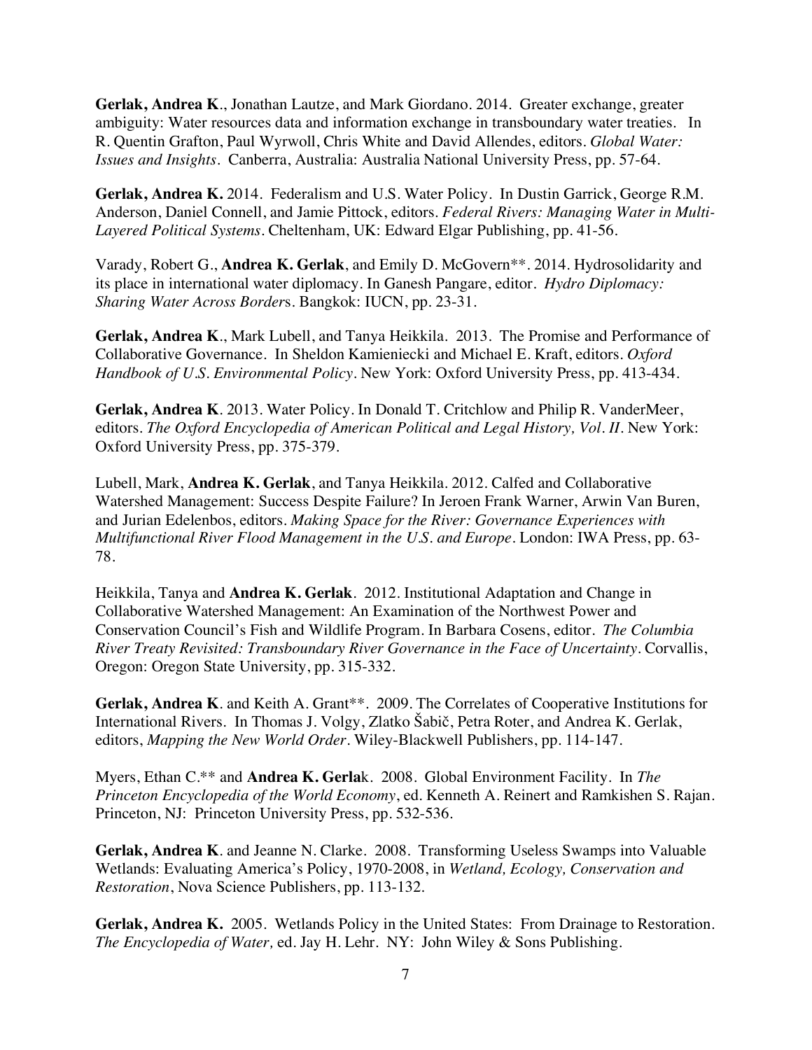**Gerlak, Andrea K**., Jonathan Lautze, and Mark Giordano. 2014. Greater exchange, greater ambiguity: Water resources data and information exchange in transboundary water treaties. In R. Quentin Grafton, Paul Wyrwoll, Chris White and David Allendes, editors. *Global Water: Issues and Insights*. Canberra, Australia: Australia National University Press, pp. 57-64.

**Gerlak, Andrea K.** 2014. Federalism and U.S. Water Policy. In Dustin Garrick, George R.M. Anderson, Daniel Connell, and Jamie Pittock, editors. *Federal Rivers: Managing Water in Multi-Layered Political Systems*. Cheltenham, UK: Edward Elgar Publishing, pp. 41-56.

Varady, Robert G., **Andrea K. Gerlak**, and Emily D. McGovern**. 2014. Hydrosolidarity and its place in international water diplomacy. In Ganesh Pangare, editor. *Hydro Diplomacy: Sharing Water Across Borders*. Bangkok: IUCN, pp. 23-31.

**Gerlak, Andrea K**., Mark Lubell, and Tanya Heikkila. 2013. The Promise and Performance of Collaborative Governance. In Sheldon Kamieniecki and Michael E. Kraft, editors. *Oxford Handbook of U.S. Environmental Policy*. New York: Oxford University Press, pp. 413-434.

**Gerlak, Andrea K**. 2013. Water Policy. In Donald T. Critchlow and Philip R. VanderMeer, editors. *The Oxford Encyclopedia of American Political and Legal History, Vol. II*. New York: Oxford University Press, pp. 375-379.

Lubell, Mark, **Andrea K. Gerlak**, and Tanya Heikkila. 2012. Calfed and Collaborative Watershed Management: Success Despite Failure? In Jeroen Frank Warner, Arwin Van Buren, and Jurian Edelenbos, editors. *Making Space for the River: Governance Experiences with Multifunctional River Flood Management in the U.S. and Europe*. London: IWA Press, pp. 63-78.

Heikkila, Tanya and **Andrea K. Gerlak**. 2012. Institutional Adaptation and Change in Collaborative Watershed Management: An Examination of the Northwest Power and Conservation Council's Fish and Wildlife Program. In Barbara Cosens, editor. *The Columbia River Treaty Revisited: Transboundary River Governance in the Face of Uncertainty*. Corvallis, Oregon: Oregon State University, pp. 315-332.

**Gerlak, Andrea K**. and Keith A. Grant**. 2009. The Correlates of Cooperative Institutions for International Rivers. In Thomas J. Volgy, Zlatko Šabič, Petra Roter, and Andrea K. Gerlak, editors, *Mapping the New World Order*. Wiley-Blackwell Publishers, pp. 114-147.

Myers, Ethan C.** and **Andrea K. Gerlak**. 2008. Global Environment Facility. In *The Princeton Encyclopedia of the World Economy*, ed. Kenneth A. Reinert and Ramkishen S. Rajan. Princeton, NJ: Princeton University Press, pp. 532-536.

**Gerlak, Andrea K**. and Jeanne N. Clarke. 2008. Transforming Useless Swamps into Valuable Wetlands: Evaluating America's Policy, 1970-2008, in *Wetland, Ecology, Conservation and Restoration*, Nova Science Publishers, pp. 113-132.

**Gerlak, Andrea K.** 2005. Wetlands Policy in the United States: From Drainage to Restoration. *The Encyclopedia of Water,* ed. Jay H. Lehr. NY: John Wiley & Sons Publishing.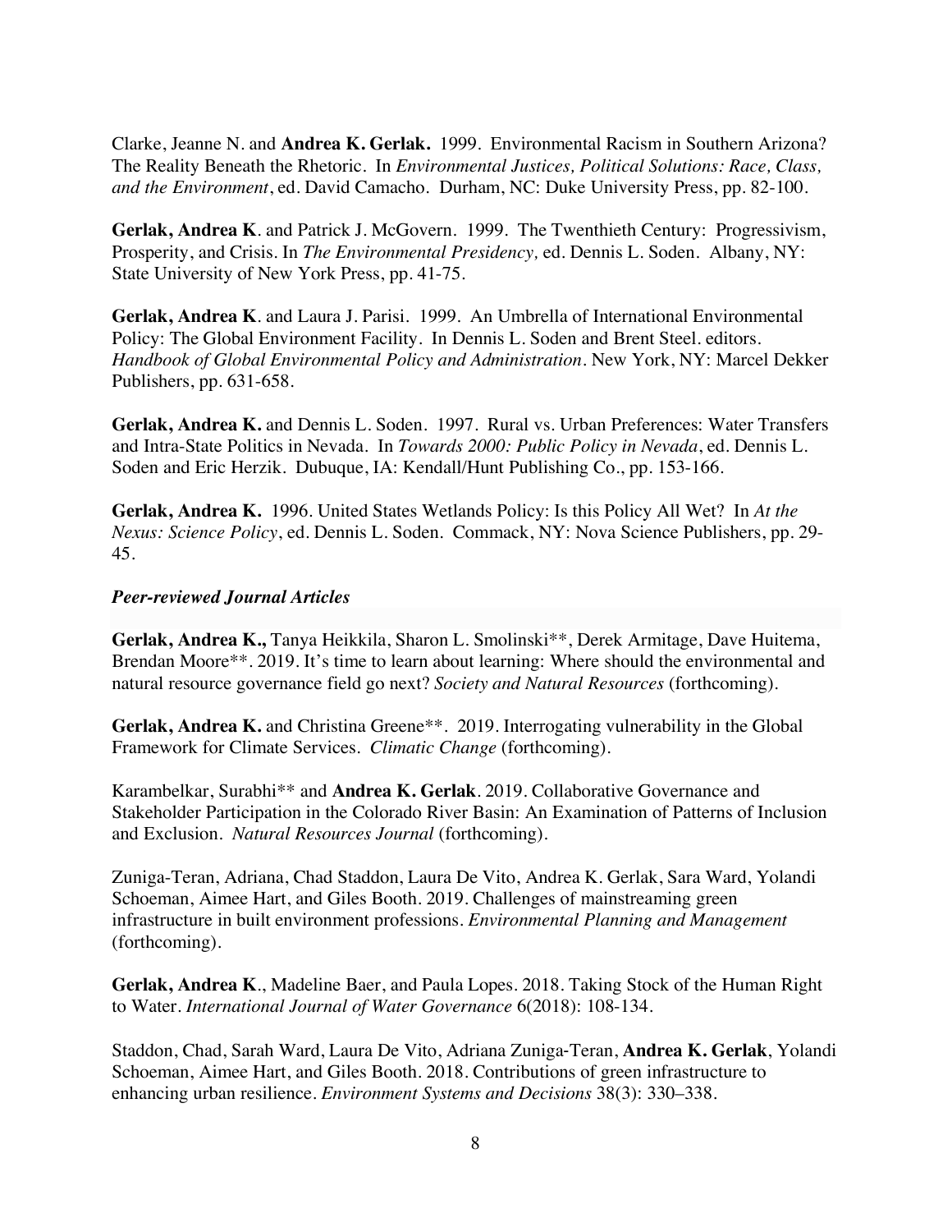Clarke, Jeanne N. and **Andrea K. Gerlak.** 1999. Environmental Racism in Southern Arizona? The Reality Beneath the Rhetoric. In *Environmental Justices, Political Solutions: Race, Class, and the Environment*, ed. David Camacho. Durham, NC: Duke University Press, pp. 82-100.

**Gerlak, Andrea K**. and Patrick J. McGovern. 1999. The Twenthieth Century: Progressivism, Prosperity, and Crisis. In *The Environmental Presidency,* ed. Dennis L. Soden. Albany, NY: State University of New York Press, pp. 41-75.

**Gerlak, Andrea K**. and Laura J. Parisi. 1999. An Umbrella of International Environmental Policy: The Global Environment Facility. In Dennis L. Soden and Brent Steel. editors. *Handbook of Global Environmental Policy and Administration*. New York, NY: Marcel Dekker Publishers, pp. 631-658.

**Gerlak, Andrea K.** and Dennis L. Soden. 1997. Rural vs. Urban Preferences: Water Transfers and Intra-State Politics in Nevada. In *Towards 2000: Public Policy in Nevada*, ed. Dennis L. Soden and Eric Herzik. Dubuque, IA: Kendall/Hunt Publishing Co., pp. 153-166.

**Gerlak, Andrea K.** 1996. United States Wetlands Policy: Is this Policy All Wet? In *At the Nexus: Science Policy*, ed. Dennis L. Soden. Commack, NY: Nova Science Publishers, pp. 29-45.

***Peer-reviewed Journal Articles***

**Gerlak, Andrea K.,** Tanya Heikkila, Sharon L. Smolinski**, Derek Armitage, Dave Huitema, Brendan Moore**. 2019. It's time to learn about learning: Where should the environmental and natural resource governance field go next? *Society and Natural Resources* (forthcoming).

**Gerlak, Andrea K.** and Christina Greene**. 2019. Interrogating vulnerability in the Global Framework for Climate Services. *Climatic Change* (forthcoming).

Karambelkar, Surabhi** and **Andrea K. Gerlak**. 2019. Collaborative Governance and Stakeholder Participation in the Colorado River Basin: An Examination of Patterns of Inclusion and Exclusion. *Natural Resources Journal* (forthcoming).

Zuniga-Teran, Adriana, Chad Staddon, Laura De Vito, Andrea K. Gerlak, Sara Ward, Yolandi Schoeman, Aimee Hart, and Giles Booth. 2019. Challenges of mainstreaming green infrastructure in built environment professions. *Environmental Planning and Management* (forthcoming).

**Gerlak, Andrea K**., Madeline Baer, and Paula Lopes. 2018. Taking Stock of the Human Right to Water. *International Journal of Water Governance* 6(2018): 108-134.

Staddon, Chad, Sarah Ward, Laura De Vito, Adriana Zuniga-Teran, **Andrea K. Gerlak**, Yolandi Schoeman, Aimee Hart, and Giles Booth. 2018. Contributions of green infrastructure to enhancing urban resilience. *Environment Systems and Decisions* 38(3): 330–338.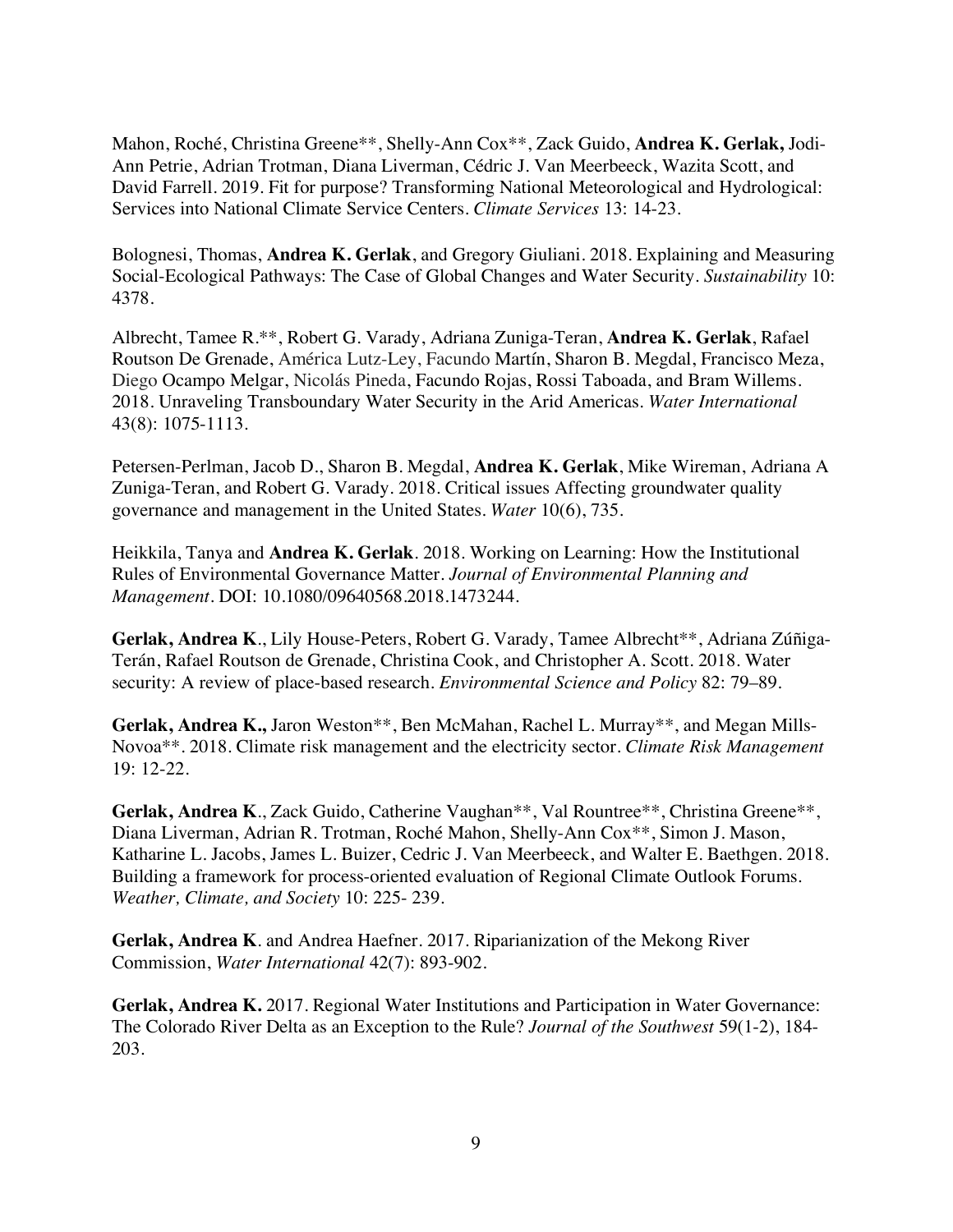Mahon, Roché, Christina Greene**, Shelly-Ann Cox**, Zack Guido, **Andrea K. Gerlak,** Jodi-Ann Petrie, Adrian Trotman, Diana Liverman, Cédric J. Van Meerbeeck, Wazita Scott, and David Farrell. 2019. Fit for purpose? Transforming National Meteorological and Hydrological: Services into National Climate Service Centers. *Climate Services* 13: 14-23.

Bolognesi, Thomas, **Andrea K. Gerlak**, and Gregory Giuliani. 2018. Explaining and Measuring Social-Ecological Pathways: The Case of Global Changes and Water Security. *Sustainability* 10: 4378.

Albrecht, Tamee R.**, Robert G. Varady, Adriana Zuniga-Teran, **Andrea K. Gerlak**, Rafael Routson De Grenade, América Lutz-Ley, Facundo Martín, Sharon B. Megdal, Francisco Meza, Diego Ocampo Melgar, Nicolás Pineda, Facundo Rojas, Rossi Taboada, and Bram Willems. 2018. Unraveling Transboundary Water Security in the Arid Americas. *Water International* 43(8): 1075-1113.

Petersen-Perlman, Jacob D., Sharon B. Megdal, **Andrea K. Gerlak**, Mike Wireman, Adriana A Zuniga-Teran, and Robert G. Varady. 2018. Critical issues Affecting groundwater quality governance and management in the United States. *Water* 10(6), 735.

Heikkila, Tanya and **Andrea K. Gerlak**. 2018. Working on Learning: How the Institutional Rules of Environmental Governance Matter. *Journal of Environmental Planning and Management*. DOI: 10.1080/09640568.2018.1473244.

**Gerlak, Andrea K**., Lily House-Peters, Robert G. Varady, Tamee Albrecht**, Adriana Zúñiga-Terán, Rafael Routson de Grenade, Christina Cook, and Christopher A. Scott. 2018. Water security: A review of place-based research. *Environmental Science and Policy* 82: 79–89.

**Gerlak, Andrea K.,** Jaron Weston**, Ben McMahan, Rachel L. Murray**, and Megan Mills-Novoa**. 2018. Climate risk management and the electricity sector. *Climate Risk Management* 19: 12-22.

**Gerlak, Andrea K**., Zack Guido, Catherine Vaughan**, Val Rountree**, Christina Greene**, Diana Liverman, Adrian R. Trotman, Roché Mahon, Shelly-Ann Cox**, Simon J. Mason, Katharine L. Jacobs, James L. Buizer, Cedric J. Van Meerbeeck, and Walter E. Baethgen. 2018. Building a framework for process-oriented evaluation of Regional Climate Outlook Forums. *Weather, Climate, and Society* 10: 225- 239.

**Gerlak, Andrea K**. and Andrea Haefner. 2017. Riparianization of the Mekong River Commission, *Water International* 42(7): 893-902.

**Gerlak, Andrea K.** 2017. Regional Water Institutions and Participation in Water Governance: The Colorado River Delta as an Exception to the Rule? *Journal of the Southwest* 59(1-2), 184-203.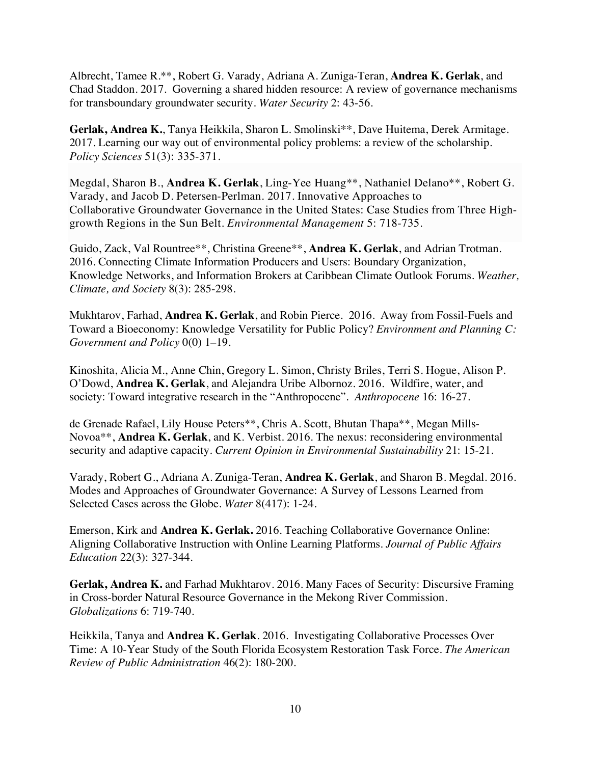Albrecht, Tamee R.**, Robert G. Varady, Adriana A. Zuniga-Teran, **Andrea K. Gerlak**, and Chad Staddon. 2017. Governing a shared hidden resource: A review of governance mechanisms for transboundary groundwater security. *Water Security* 2: 43-56.

**Gerlak, Andrea K.**, Tanya Heikkila, Sharon L. Smolinski**, Dave Huitema, Derek Armitage. 2017. Learning our way out of environmental policy problems: a review of the scholarship. *Policy Sciences* 51(3): 335-371.

Megdal, Sharon B., **Andrea K. Gerlak**, Ling-Yee Huang**, Nathaniel Delano**, Robert G. Varady, and Jacob D. Petersen-Perlman. 2017. Innovative Approaches to Collaborative Groundwater Governance in the United States: Case Studies from Three High-growth Regions in the Sun Belt. *Environmental Management* 5: 718-735.

Guido, Zack, Val Rountree**, Christina Greene**, **Andrea K. Gerlak**, and Adrian Trotman. 2016. Connecting Climate Information Producers and Users: Boundary Organization, Knowledge Networks, and Information Brokers at Caribbean Climate Outlook Forums. *Weather, Climate, and Society* 8(3): 285-298.

Mukhtarov, Farhad, **Andrea K. Gerlak**, and Robin Pierce. 2016. Away from Fossil-Fuels and Toward a Bioeconomy: Knowledge Versatility for Public Policy? *Environment and Planning C: Government and Policy* 0(0) 1–19.

Kinoshita, Alicia M., Anne Chin, Gregory L. Simon, Christy Briles, Terri S. Hogue, Alison P. O'Dowd, **Andrea K. Gerlak**, and Alejandra Uribe Albornoz. 2016. Wildfire, water, and society: Toward integrative research in the "Anthropocene". *Anthropocene* 16: 16-27.

de Grenade Rafael, Lily House Peters**, Chris A. Scott, Bhutan Thapa**, Megan Mills-Novoa**, **Andrea K. Gerlak**, and K. Verbist. 2016. The nexus: reconsidering environmental security and adaptive capacity. *Current Opinion in Environmental Sustainability* 21: 15-21.

Varady, Robert G., Adriana A. Zuniga-Teran, **Andrea K. Gerlak**, and Sharon B. Megdal. 2016. Modes and Approaches of Groundwater Governance: A Survey of Lessons Learned from Selected Cases across the Globe. *Water* 8(417): 1-24.

Emerson, Kirk and **Andrea K. Gerlak.** 2016. Teaching Collaborative Governance Online: Aligning Collaborative Instruction with Online Learning Platforms. *Journal of Public Affairs Education* 22(3): 327-344.

**Gerlak, Andrea K.** and Farhad Mukhtarov. 2016. Many Faces of Security: Discursive Framing in Cross-border Natural Resource Governance in the Mekong River Commission. *Globalizations* 6: 719-740.

Heikkila, Tanya and **Andrea K. Gerlak**. 2016. Investigating Collaborative Processes Over Time: A 10-Year Study of the South Florida Ecosystem Restoration Task Force. *The American Review of Public Administration* 46(2): 180-200.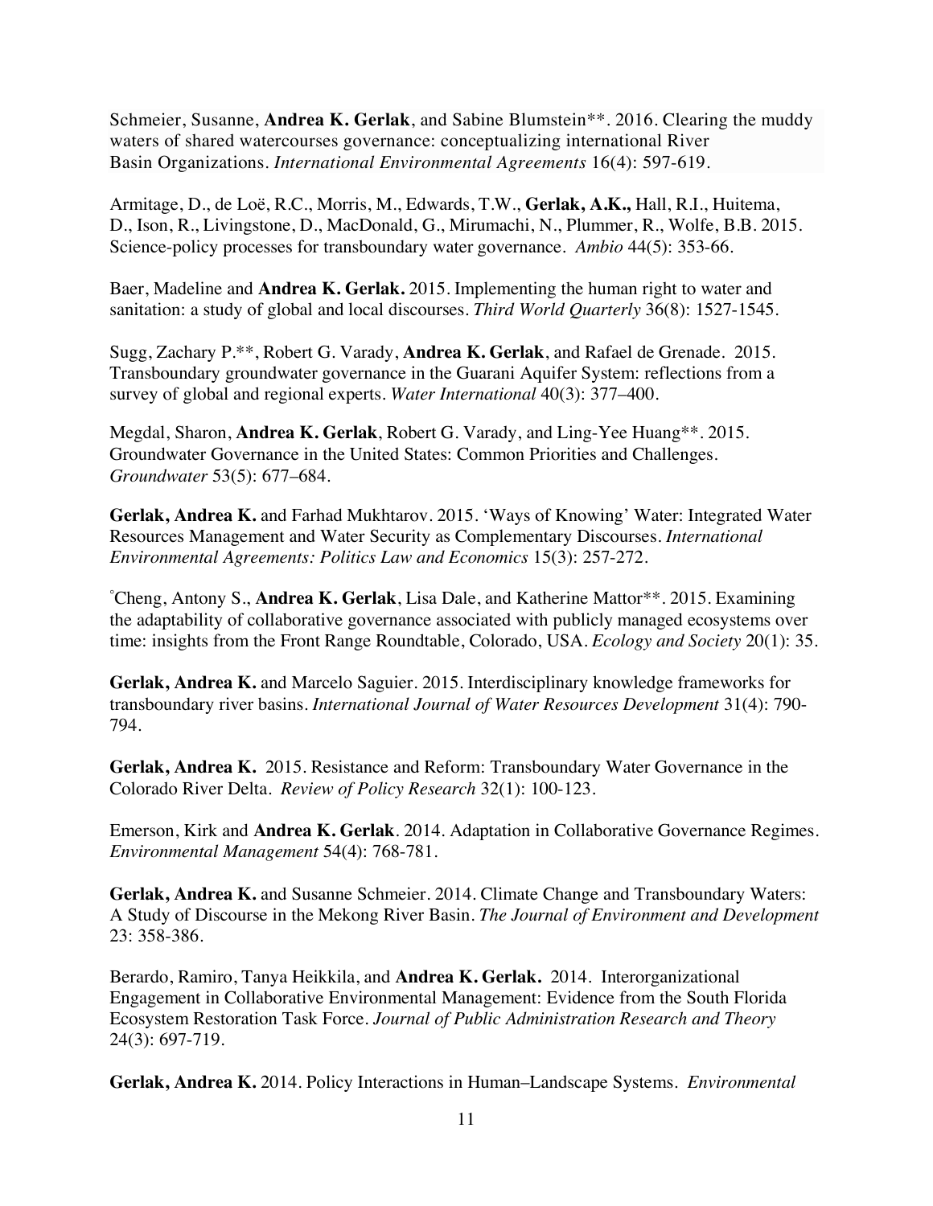Schmeier, Susanne, **Andrea K. Gerlak**, and Sabine Blumstein**. 2016. Clearing the muddy waters of shared watercourses governance: conceptualizing international River Basin Organizations. *International Environmental Agreements* 16(4): 597-619.

Armitage, D., de Loë, R.C., Morris, M., Edwards, T.W., **Gerlak, A.K.,** Hall, R.I., Huitema, D., Ison, R., Livingstone, D., MacDonald, G., Mirumachi, N., Plummer, R., Wolfe, B.B. 2015. Science-policy processes for transboundary water governance. *Ambio* 44(5): 353-66.

Baer, Madeline and **Andrea K. Gerlak.** 2015. Implementing the human right to water and sanitation: a study of global and local discourses. *Third World Quarterly* 36(8): 1527-1545.

Sugg, Zachary P.**, Robert G. Varady, **Andrea K. Gerlak**, and Rafael de Grenade. 2015. Transboundary groundwater governance in the Guarani Aquifer System: reflections from a survey of global and regional experts. *Water International* 40(3): 377–400.

Megdal, Sharon, **Andrea K. Gerlak**, Robert G. Varady, and Ling-Yee Huang**. 2015. Groundwater Governance in the United States: Common Priorities and Challenges. *Groundwater* 53(5): 677–684.

**Gerlak, Andrea K.** and Farhad Mukhtarov. 2015. 'Ways of Knowing' Water: Integrated Water Resources Management and Water Security as Complementary Discourses. *International Environmental Agreements: Politics Law and Economics* 15(3): 257-272.

°Cheng, Antony S., **Andrea K. Gerlak**, Lisa Dale, and Katherine Mattor**. 2015. Examining the adaptability of collaborative governance associated with publicly managed ecosystems over time: insights from the Front Range Roundtable, Colorado, USA. *Ecology and Society* 20(1): 35.

**Gerlak, Andrea K.** and Marcelo Saguier. 2015. Interdisciplinary knowledge frameworks for transboundary river basins. *International Journal of Water Resources Development* 31(4): 790-794.

**Gerlak, Andrea K.** 2015. Resistance and Reform: Transboundary Water Governance in the Colorado River Delta. *Review of Policy Research* 32(1): 100-123.

Emerson, Kirk and **Andrea K. Gerlak**. 2014. Adaptation in Collaborative Governance Regimes. *Environmental Management* 54(4): 768-781.

**Gerlak, Andrea K.** and Susanne Schmeier. 2014. Climate Change and Transboundary Waters: A Study of Discourse in the Mekong River Basin. *The Journal of Environment and Development* 23: 358-386.

Berardo, Ramiro, Tanya Heikkila, and **Andrea K. Gerlak.** 2014. Interorganizational Engagement in Collaborative Environmental Management: Evidence from the South Florida Ecosystem Restoration Task Force. *Journal of Public Administration Research and Theory* 24(3): 697-719.

**Gerlak, Andrea K.** 2014. Policy Interactions in Human–Landscape Systems. *Environmental*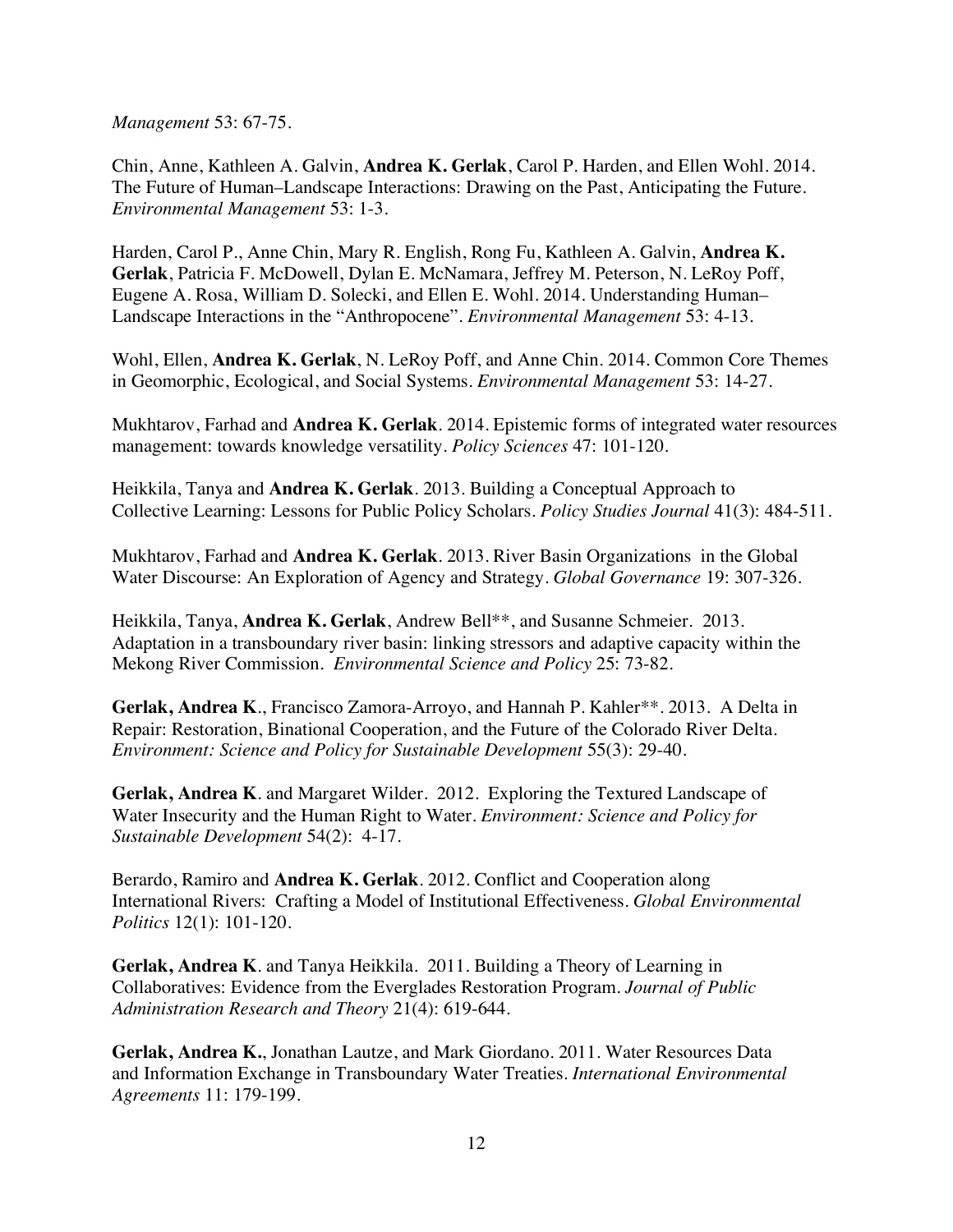*Management* 53: 67-75.

Chin, Anne, Kathleen A. Galvin, **Andrea K. Gerlak**, Carol P. Harden, and Ellen Wohl. 2014. The Future of Human–Landscape Interactions: Drawing on the Past, Anticipating the Future. *Environmental Management* 53: 1-3.

Harden, Carol P., Anne Chin, Mary R. English, Rong Fu, Kathleen A. Galvin, **Andrea K. Gerlak**, Patricia F. McDowell, Dylan E. McNamara, Jeffrey M. Peterson, N. LeRoy Poff, Eugene A. Rosa, William D. Solecki, and Ellen E. Wohl. 2014. Understanding Human–Landscape Interactions in the "Anthropocene". *Environmental Management* 53: 4-13.

Wohl, Ellen, **Andrea K. Gerlak**, N. LeRoy Poff, and Anne Chin. 2014. Common Core Themes in Geomorphic, Ecological, and Social Systems. *Environmental Management* 53: 14-27.

Mukhtarov, Farhad and **Andrea K. Gerlak**. 2014. Epistemic forms of integrated water resources management: towards knowledge versatility. *Policy Sciences* 47: 101-120.

Heikkila, Tanya and **Andrea K. Gerlak**. 2013. Building a Conceptual Approach to Collective Learning: Lessons for Public Policy Scholars. *Policy Studies Journal* 41(3): 484-511.

Mukhtarov, Farhad and **Andrea K. Gerlak**. 2013. River Basin Organizations in the Global Water Discourse: An Exploration of Agency and Strategy. *Global Governance* 19: 307-326.

Heikkila, Tanya, **Andrea K. Gerlak**, Andrew Bell**, and Susanne Schmeier. 2013. Adaptation in a transboundary river basin: linking stressors and adaptive capacity within the Mekong River Commission. *Environmental Science and Policy* 25: 73-82.

**Gerlak, Andrea K**., Francisco Zamora-Arroyo, and Hannah P. Kahler**. 2013. A Delta in Repair: Restoration, Binational Cooperation, and the Future of the Colorado River Delta. *Environment: Science and Policy for Sustainable Development* 55(3): 29-40.

**Gerlak, Andrea K**. and Margaret Wilder. 2012. Exploring the Textured Landscape of Water Insecurity and the Human Right to Water. *Environment: Science and Policy for Sustainable Development* 54(2): 4-17.

Berardo, Ramiro and **Andrea K. Gerlak**. 2012. Conflict and Cooperation along International Rivers: Crafting a Model of Institutional Effectiveness. *Global Environmental Politics* 12(1): 101-120.

**Gerlak, Andrea K**. and Tanya Heikkila. 2011. Building a Theory of Learning in Collaboratives: Evidence from the Everglades Restoration Program. *Journal of Public Administration Research and Theory* 21(4): 619-644.

**Gerlak, Andrea K.**, Jonathan Lautze, and Mark Giordano. 2011. Water Resources Data and Information Exchange in Transboundary Water Treaties. *International Environmental Agreements* 11: 179-199.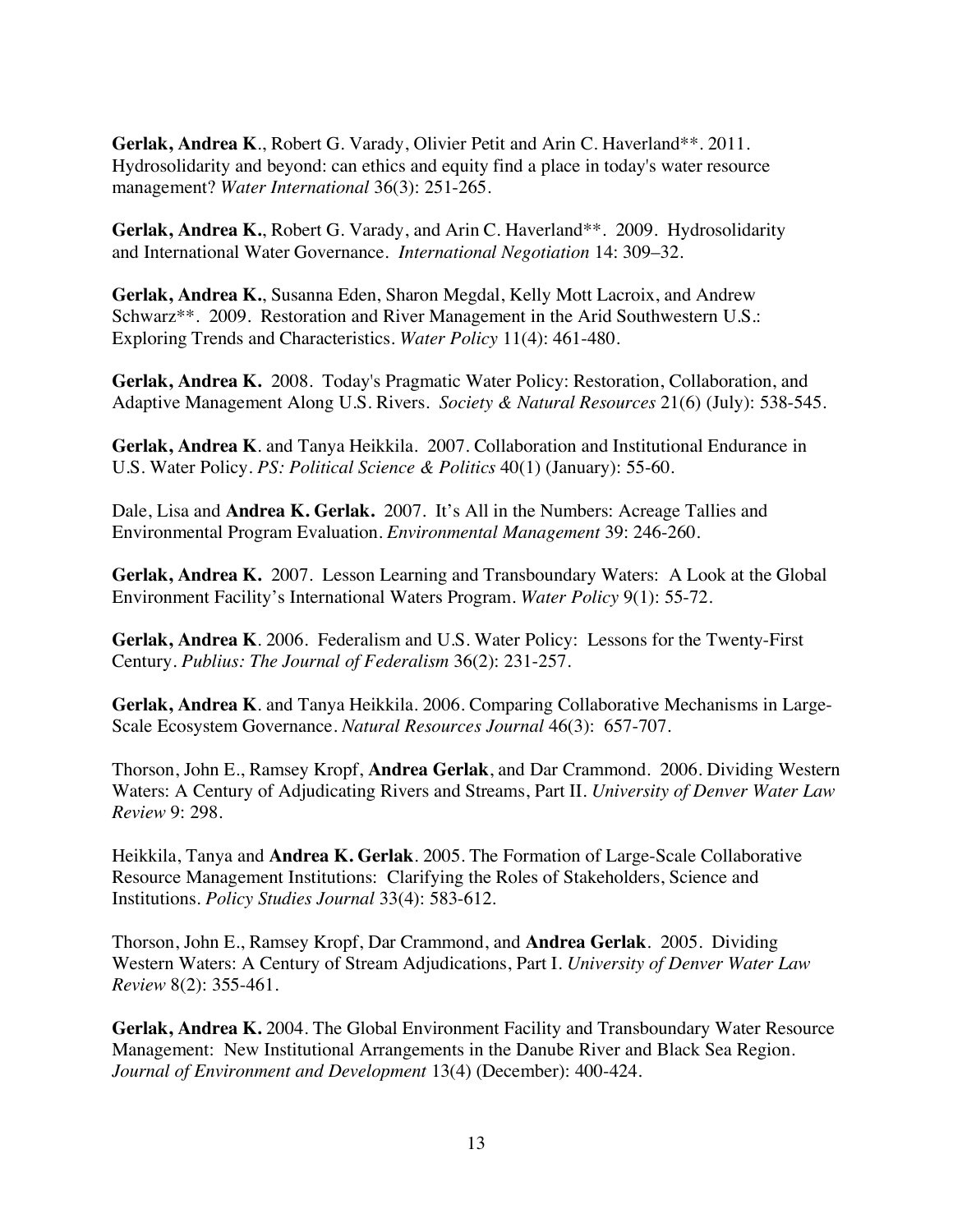**Gerlak, Andrea K**., Robert G. Varady, Olivier Petit and Arin C. Haverland**. 2011. Hydrosolidarity and beyond: can ethics and equity find a place in today's water resource management? *Water International* 36(3): 251-265.

**Gerlak, Andrea K.**, Robert G. Varady, and Arin C. Haverland**. 2009. Hydrosolidarity and International Water Governance. *International Negotiation* 14: 309–32.

**Gerlak, Andrea K.**, Susanna Eden, Sharon Megdal, Kelly Mott Lacroix, and Andrew Schwarz**. 2009. Restoration and River Management in the Arid Southwestern U.S.: Exploring Trends and Characteristics. *Water Policy* 11(4): 461-480.

**Gerlak, Andrea K.** 2008. Today's Pragmatic Water Policy: Restoration, Collaboration, and Adaptive Management Along U.S. Rivers. *Society & Natural Resources* 21(6) (July): 538-545.

**Gerlak, Andrea K**. and Tanya Heikkila. 2007. Collaboration and Institutional Endurance in U.S. Water Policy. *PS: Political Science & Politics* 40(1) (January): 55-60.

Dale, Lisa and **Andrea K. Gerlak.** 2007. It's All in the Numbers: Acreage Tallies and Environmental Program Evaluation. *Environmental Management* 39: 246-260.

**Gerlak, Andrea K.** 2007. Lesson Learning and Transboundary Waters: A Look at the Global Environment Facility's International Waters Program. *Water Policy* 9(1): 55-72.

**Gerlak, Andrea K**. 2006. Federalism and U.S. Water Policy: Lessons for the Twenty-First Century. *Publius: The Journal of Federalism* 36(2): 231-257.

**Gerlak, Andrea K**. and Tanya Heikkila. 2006. Comparing Collaborative Mechanisms in Large-Scale Ecosystem Governance. *Natural Resources Journal* 46(3): 657-707.

Thorson, John E., Ramsey Kropf, **Andrea Gerlak**, and Dar Crammond. 2006. Dividing Western Waters: A Century of Adjudicating Rivers and Streams, Part II. *University of Denver Water Law Review* 9: 298.

Heikkila, Tanya and **Andrea K. Gerlak**. 2005. The Formation of Large-Scale Collaborative Resource Management Institutions: Clarifying the Roles of Stakeholders, Science and Institutions. *Policy Studies Journal* 33(4): 583-612.

Thorson, John E., Ramsey Kropf, Dar Crammond, and **Andrea Gerlak**. 2005. Dividing Western Waters: A Century of Stream Adjudications, Part I. *University of Denver Water Law Review* 8(2): 355-461.

**Gerlak, Andrea K.** 2004. The Global Environment Facility and Transboundary Water Resource Management: New Institutional Arrangements in the Danube River and Black Sea Region. *Journal of Environment and Development* 13(4) (December): 400-424.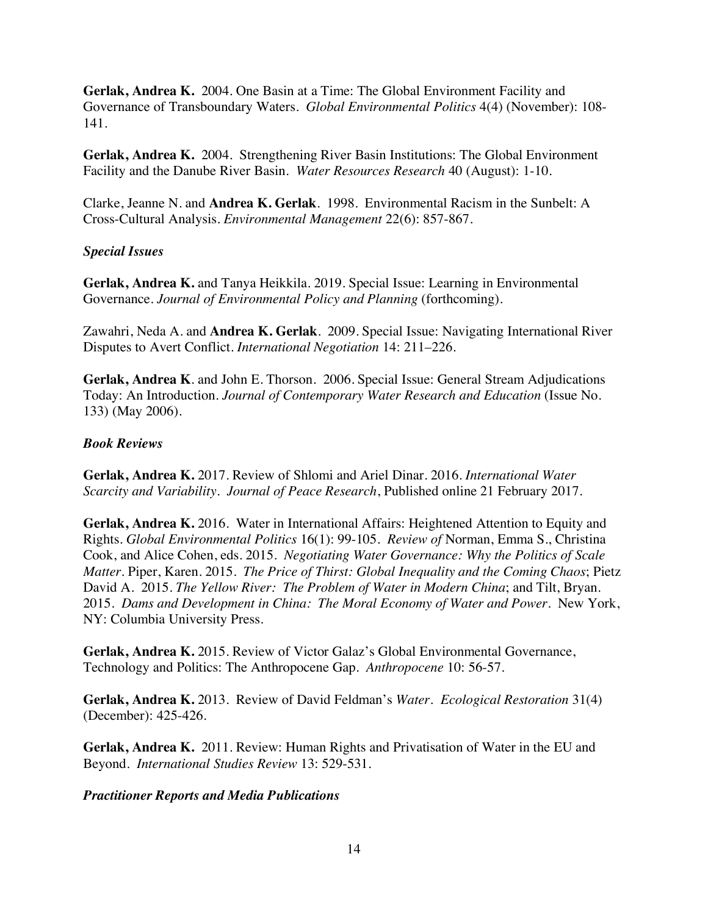**Gerlak, Andrea K.** 2004. One Basin at a Time: The Global Environment Facility and Governance of Transboundary Waters. *Global Environmental Politics* 4(4) (November): 108-141.

**Gerlak, Andrea K.** 2004. Strengthening River Basin Institutions: The Global Environment Facility and the Danube River Basin. *Water Resources Research* 40 (August): 1-10.

Clarke, Jeanne N. and **Andrea K. Gerlak**. 1998. Environmental Racism in the Sunbelt: A Cross-Cultural Analysis. *Environmental Management* 22(6): 857-867.

***Special Issues***

**Gerlak, Andrea K.** and Tanya Heikkila. 2019. Special Issue: Learning in Environmental Governance. *Journal of Environmental Policy and Planning* (forthcoming).

Zawahri, Neda A. and **Andrea K. Gerlak**. 2009. Special Issue: Navigating International River Disputes to Avert Conflict. *International Negotiation* 14: 211–226.

**Gerlak, Andrea K**. and John E. Thorson. 2006. Special Issue: General Stream Adjudications Today: An Introduction. *Journal of Contemporary Water Research and Education* (Issue No. 133) (May 2006).

***Book Reviews***

**Gerlak, Andrea K.** 2017. Review of Shlomi and Ariel Dinar. 2016. *International Water Scarcity and Variability*. *Journal of Peace Research*, Published online 21 February 2017.

**Gerlak, Andrea K.** 2016. Water in International Affairs: Heightened Attention to Equity and Rights. *Global Environmental Politics* 16(1): 99-105. *Review of* Norman, Emma S., Christina Cook, and Alice Cohen, eds. 2015. *Negotiating Water Governance: Why the Politics of Scale Matter*. Piper, Karen. 2015. *The Price of Thirst: Global Inequality and the Coming Chaos*; Pietz David A. 2015. *The Yellow River: The Problem of Water in Modern China*; and Tilt, Bryan. 2015. *Dams and Development in China: The Moral Economy of Water and Power*. New York, NY: Columbia University Press.

**Gerlak, Andrea K.** 2015. Review of Victor Galaz's Global Environmental Governance, Technology and Politics: The Anthropocene Gap. *Anthropocene* 10: 56-57.

**Gerlak, Andrea K.** 2013. Review of David Feldman's *Water*. *Ecological Restoration* 31(4) (December): 425-426.

**Gerlak, Andrea K.** 2011. Review: Human Rights and Privatisation of Water in the EU and Beyond. *International Studies Review* 13: 529-531.

***Practitioner Reports and Media Publications***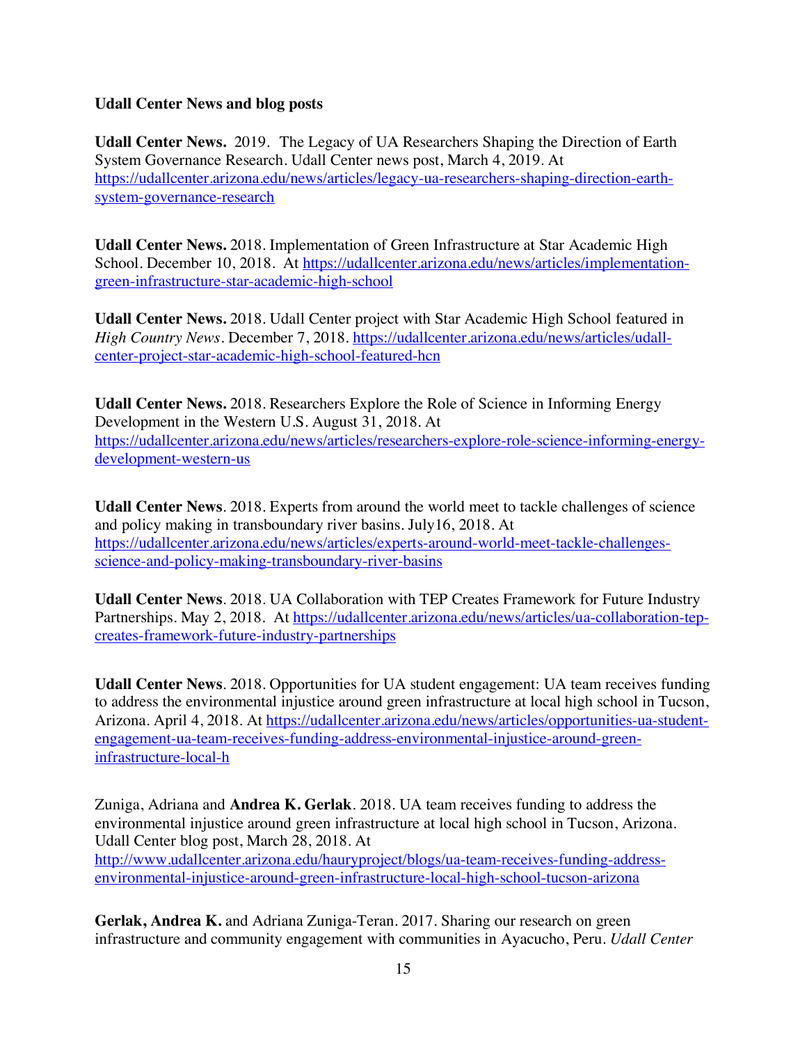**Udall Center News and blog posts**

**Udall Center News.** 2019. The Legacy of UA Researchers Shaping the Direction of Earth System Governance Research. Udall Center news post, March 4, 2019. At https://udallcenter.arizona.edu/news/articles/legacy-ua-researchers-shaping-direction-earth-system-governance-research

**Udall Center News.** 2018. Implementation of Green Infrastructure at Star Academic High School. December 10, 2018. At https://udallcenter.arizona.edu/news/articles/implementation-green-infrastructure-star-academic-high-school

**Udall Center News.** 2018. Udall Center project with Star Academic High School featured in *High Country News*. December 7, 2018. https://udallcenter.arizona.edu/news/articles/udall-center-project-star-academic-high-school-featured-hcn

**Udall Center News.** 2018. Researchers Explore the Role of Science in Informing Energy Development in the Western U.S. August 31, 2018. At https://udallcenter.arizona.edu/news/articles/researchers-explore-role-science-informing-energy-development-western-us

**Udall Center News**. 2018. Experts from around the world meet to tackle challenges of science and policy making in transboundary river basins. July16, 2018. At https://udallcenter.arizona.edu/news/articles/experts-around-world-meet-tackle-challenges-science-and-policy-making-transboundary-river-basins

**Udall Center News**. 2018. UA Collaboration with TEP Creates Framework for Future Industry Partnerships. May 2, 2018. At https://udallcenter.arizona.edu/news/articles/ua-collaboration-tep-creates-framework-future-industry-partnerships

**Udall Center News**. 2018. Opportunities for UA student engagement: UA team receives funding to address the environmental injustice around green infrastructure at local high school in Tucson, Arizona. April 4, 2018. At https://udallcenter.arizona.edu/news/articles/opportunities-ua-student-engagement-ua-team-receives-funding-address-environmental-injustice-around-green-infrastructure-local-h

Zuniga, Adriana and **Andrea K. Gerlak**. 2018. UA team receives funding to address the environmental injustice around green infrastructure at local high school in Tucson, Arizona. Udall Center blog post, March 28, 2018. At http://www.udallcenter.arizona.edu/hauryproject/blogs/ua-team-receives-funding-address-environmental-injustice-around-green-infrastructure-local-high-school-tucson-arizona

**Gerlak, Andrea K.** and Adriana Zuniga-Teran. 2017. Sharing our research on green infrastructure and community engagement with communities in Ayacucho, Peru. *Udall Center*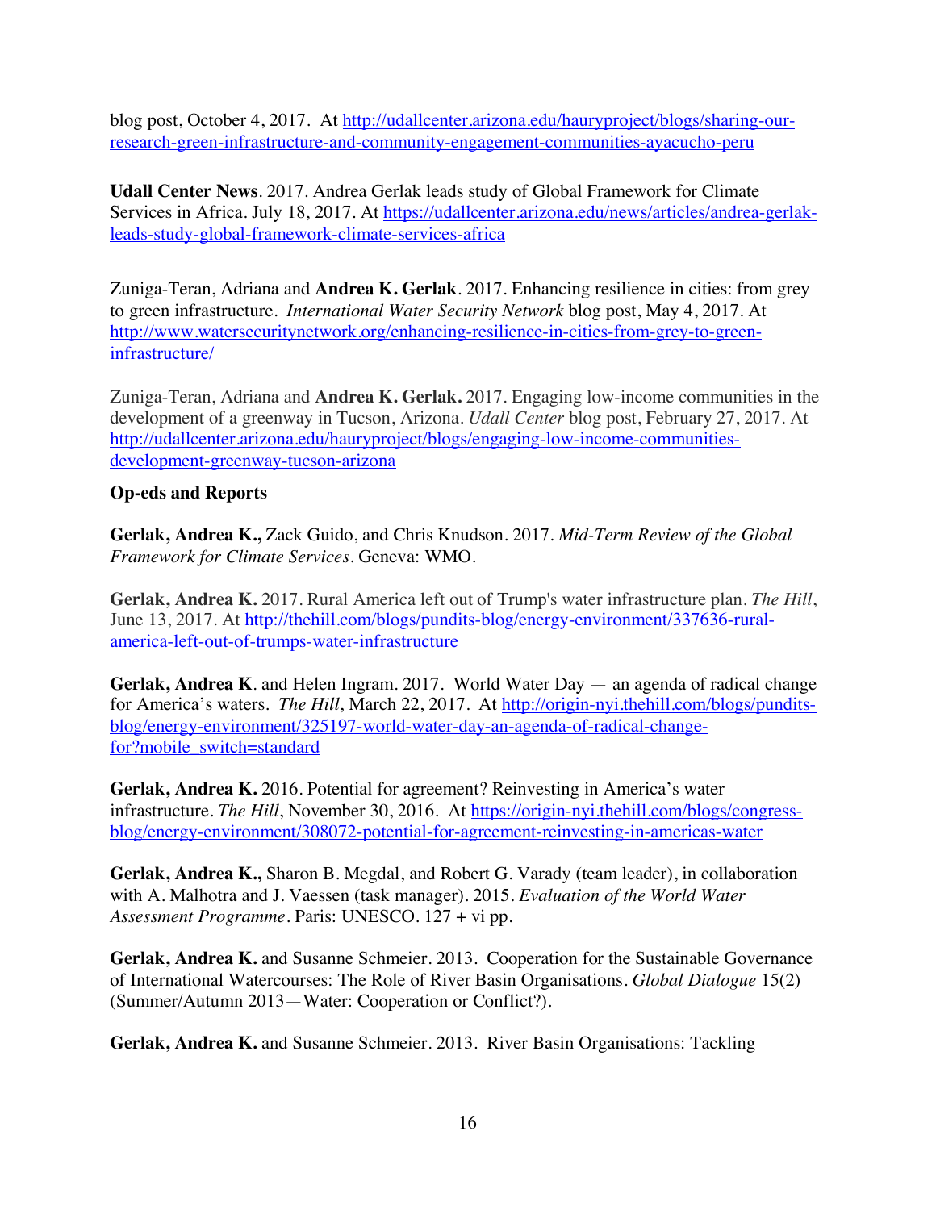blog post, October 4, 2017. At http://udallcenter.arizona.edu/hauryproject/blogs/sharing-our-research-green-infrastructure-and-community-engagement-communities-ayacucho-peru

**Udall Center News**. 2017. Andrea Gerlak leads study of Global Framework for Climate Services in Africa. July 18, 2017. At https://udallcenter.arizona.edu/news/articles/andrea-gerlak-leads-study-global-framework-climate-services-africa

Zuniga-Teran, Adriana and **Andrea K. Gerlak**. 2017. Enhancing resilience in cities: from grey to green infrastructure. *International Water Security Network* blog post, May 4, 2017. At http://www.watersecuritynetwork.org/enhancing-resilience-in-cities-from-grey-to-green-infrastructure/

Zuniga-Teran, Adriana and **Andrea K. Gerlak.** 2017. Engaging low-income communities in the development of a greenway in Tucson, Arizona. *Udall Center* blog post, February 27, 2017. At http://udallcenter.arizona.edu/hauryproject/blogs/engaging-low-income-communities-development-greenway-tucson-arizona

**Op-eds and Reports**

**Gerlak, Andrea K.,** Zack Guido, and Chris Knudson. 2017. *Mid-Term Review of the Global Framework for Climate Services*. Geneva: WMO.

**Gerlak, Andrea K.** 2017. Rural America left out of Trump's water infrastructure plan. *The Hill*, June 13, 2017. At http://thehill.com/blogs/pundits-blog/energy-environment/337636-rural-america-left-out-of-trumps-water-infrastructure

**Gerlak, Andrea K**. and Helen Ingram. 2017. World Water Day — an agenda of radical change for America's waters. *The Hill*, March 22, 2017. At http://origin-nyi.thehill.com/blogs/pundits-blog/energy-environment/325197-world-water-day-an-agenda-of-radical-change-for?mobile_switch=standard

**Gerlak, Andrea K.** 2016. Potential for agreement? Reinvesting in America's water infrastructure. *The Hill*, November 30, 2016. At https://origin-nyi.thehill.com/blogs/congress-blog/energy-environment/308072-potential-for-agreement-reinvesting-in-americas-water

**Gerlak, Andrea K.,** Sharon B. Megdal, and Robert G. Varady (team leader), in collaboration with A. Malhotra and J. Vaessen (task manager). 2015. *Evaluation of the World Water Assessment Programme*. Paris: UNESCO. 127 + vi pp.

**Gerlak, Andrea K.** and Susanne Schmeier. 2013. Cooperation for the Sustainable Governance of International Watercourses: The Role of River Basin Organisations. *Global Dialogue* 15(2) (Summer/Autumn 2013—Water: Cooperation or Conflict?).

**Gerlak, Andrea K.** and Susanne Schmeier. 2013. River Basin Organisations: Tackling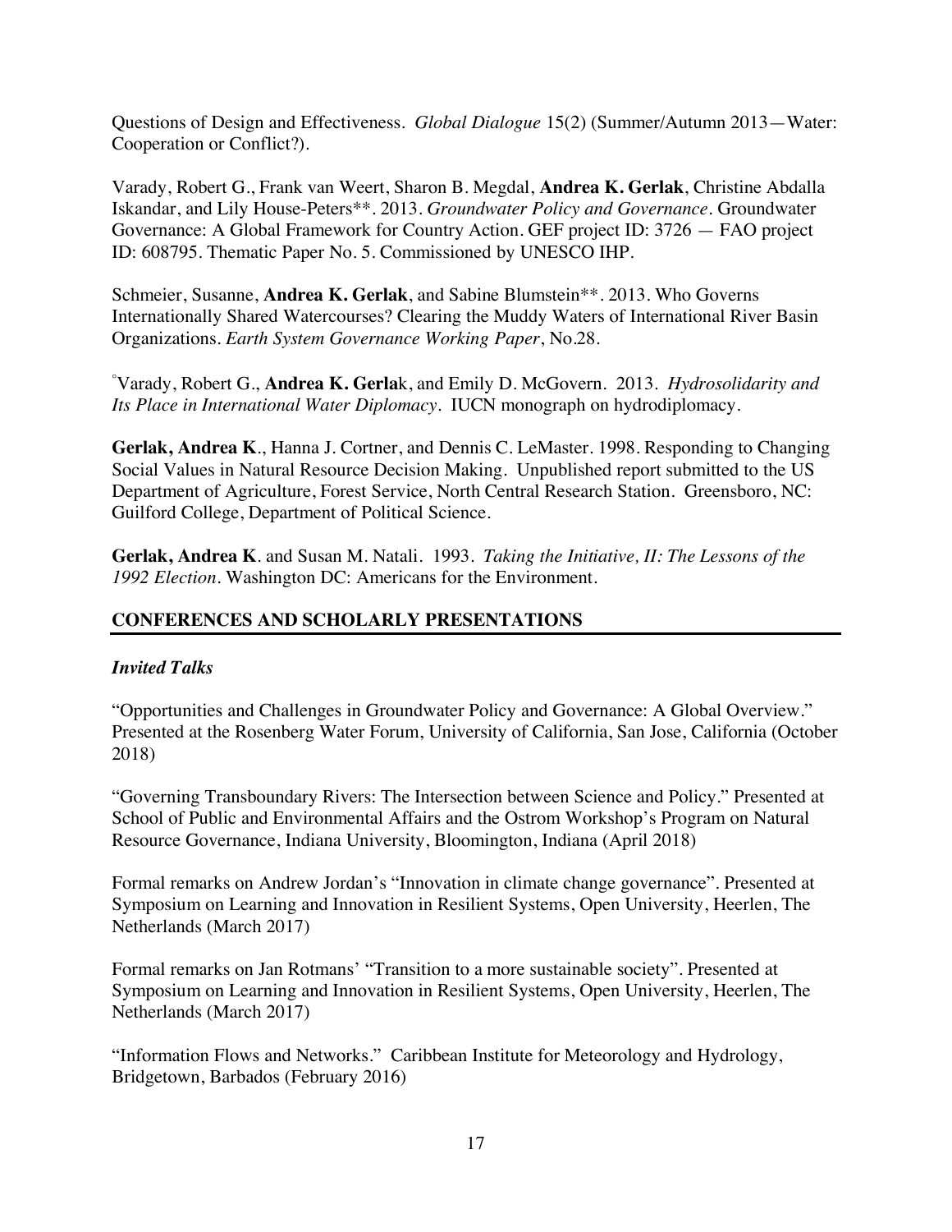Questions of Design and Effectiveness. *Global Dialogue* 15(2) (Summer/Autumn 2013—Water: Cooperation or Conflict?).

Varady, Robert G., Frank van Weert, Sharon B. Megdal, **Andrea K. Gerlak**, Christine Abdalla Iskandar, and Lily House-Peters**. 2013. *Groundwater Policy and Governance*. Groundwater Governance: A Global Framework for Country Action. GEF project ID: 3726 — FAO project ID: 608795. Thematic Paper No. 5. Commissioned by UNESCO IHP.

Schmeier, Susanne, **Andrea K. Gerlak**, and Sabine Blumstein**. 2013. Who Governs Internationally Shared Watercourses? Clearing the Muddy Waters of International River Basin Organizations. *Earth System Governance Working Paper*, No.28.

°Varady, Robert G., **Andrea K. Gerlak**, and Emily D. McGovern. 2013. *Hydrosolidarity and Its Place in International Water Diplomacy*. IUCN monograph on hydrodiplomacy.

**Gerlak, Andrea K**., Hanna J. Cortner, and Dennis C. LeMaster. 1998. Responding to Changing Social Values in Natural Resource Decision Making. Unpublished report submitted to the US Department of Agriculture, Forest Service, North Central Research Station. Greensboro, NC: Guilford College, Department of Political Science.

**Gerlak, Andrea K**. and Susan M. Natali. 1993. *Taking the Initiative, II: The Lessons of the 1992 Election*. Washington DC: Americans for the Environment.

## CONFERENCES AND SCHOLARLY PRESENTATIONS

### *Invited Talks*

"Opportunities and Challenges in Groundwater Policy and Governance: A Global Overview." Presented at the Rosenberg Water Forum, University of California, San Jose, California (October 2018)

"Governing Transboundary Rivers: The Intersection between Science and Policy." Presented at School of Public and Environmental Affairs and the Ostrom Workshop's Program on Natural Resource Governance, Indiana University, Bloomington, Indiana (April 2018)

Formal remarks on Andrew Jordan's "Innovation in climate change governance". Presented at Symposium on Learning and Innovation in Resilient Systems, Open University, Heerlen, The Netherlands (March 2017)

Formal remarks on Jan Rotmans' "Transition to a more sustainable society". Presented at Symposium on Learning and Innovation in Resilient Systems, Open University, Heerlen, The Netherlands (March 2017)

"Information Flows and Networks." Caribbean Institute for Meteorology and Hydrology, Bridgetown, Barbados (February 2016)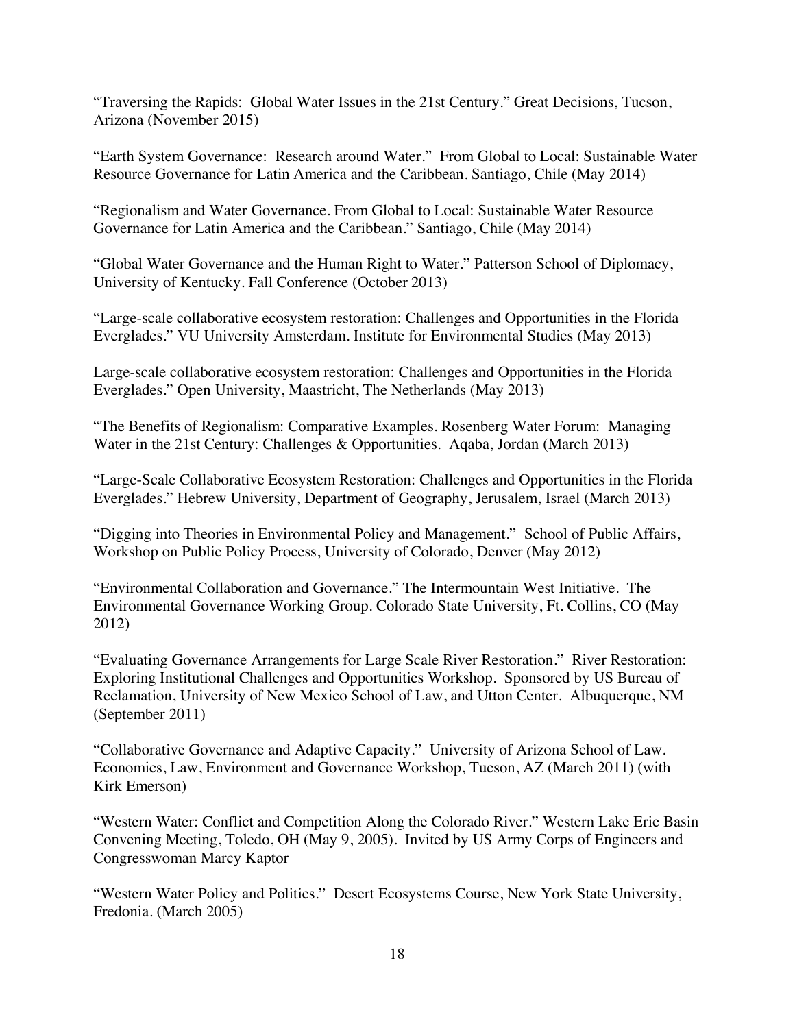"Traversing the Rapids: Global Water Issues in the 21st Century." Great Decisions, Tucson, Arizona (November 2015)

"Earth System Governance: Research around Water." From Global to Local: Sustainable Water Resource Governance for Latin America and the Caribbean. Santiago, Chile (May 2014)

"Regionalism and Water Governance. From Global to Local: Sustainable Water Resource Governance for Latin America and the Caribbean." Santiago, Chile (May 2014)

"Global Water Governance and the Human Right to Water." Patterson School of Diplomacy, University of Kentucky. Fall Conference (October 2013)

"Large-scale collaborative ecosystem restoration: Challenges and Opportunities in the Florida Everglades." VU University Amsterdam. Institute for Environmental Studies (May 2013)

Large-scale collaborative ecosystem restoration: Challenges and Opportunities in the Florida Everglades." Open University, Maastricht, The Netherlands (May 2013)

"The Benefits of Regionalism: Comparative Examples. Rosenberg Water Forum: Managing Water in the 21st Century: Challenges & Opportunities. Aqaba, Jordan (March 2013)

"Large-Scale Collaborative Ecosystem Restoration: Challenges and Opportunities in the Florida Everglades." Hebrew University, Department of Geography, Jerusalem, Israel (March 2013)

"Digging into Theories in Environmental Policy and Management." School of Public Affairs, Workshop on Public Policy Process, University of Colorado, Denver (May 2012)

"Environmental Collaboration and Governance." The Intermountain West Initiative. The Environmental Governance Working Group. Colorado State University, Ft. Collins, CO (May 2012)

"Evaluating Governance Arrangements for Large Scale River Restoration." River Restoration: Exploring Institutional Challenges and Opportunities Workshop. Sponsored by US Bureau of Reclamation, University of New Mexico School of Law, and Utton Center. Albuquerque, NM (September 2011)

"Collaborative Governance and Adaptive Capacity." University of Arizona School of Law. Economics, Law, Environment and Governance Workshop, Tucson, AZ (March 2011) (with Kirk Emerson)

"Western Water: Conflict and Competition Along the Colorado River." Western Lake Erie Basin Convening Meeting, Toledo, OH (May 9, 2005). Invited by US Army Corps of Engineers and Congresswoman Marcy Kaptor

"Western Water Policy and Politics." Desert Ecosystems Course, New York State University, Fredonia. (March 2005)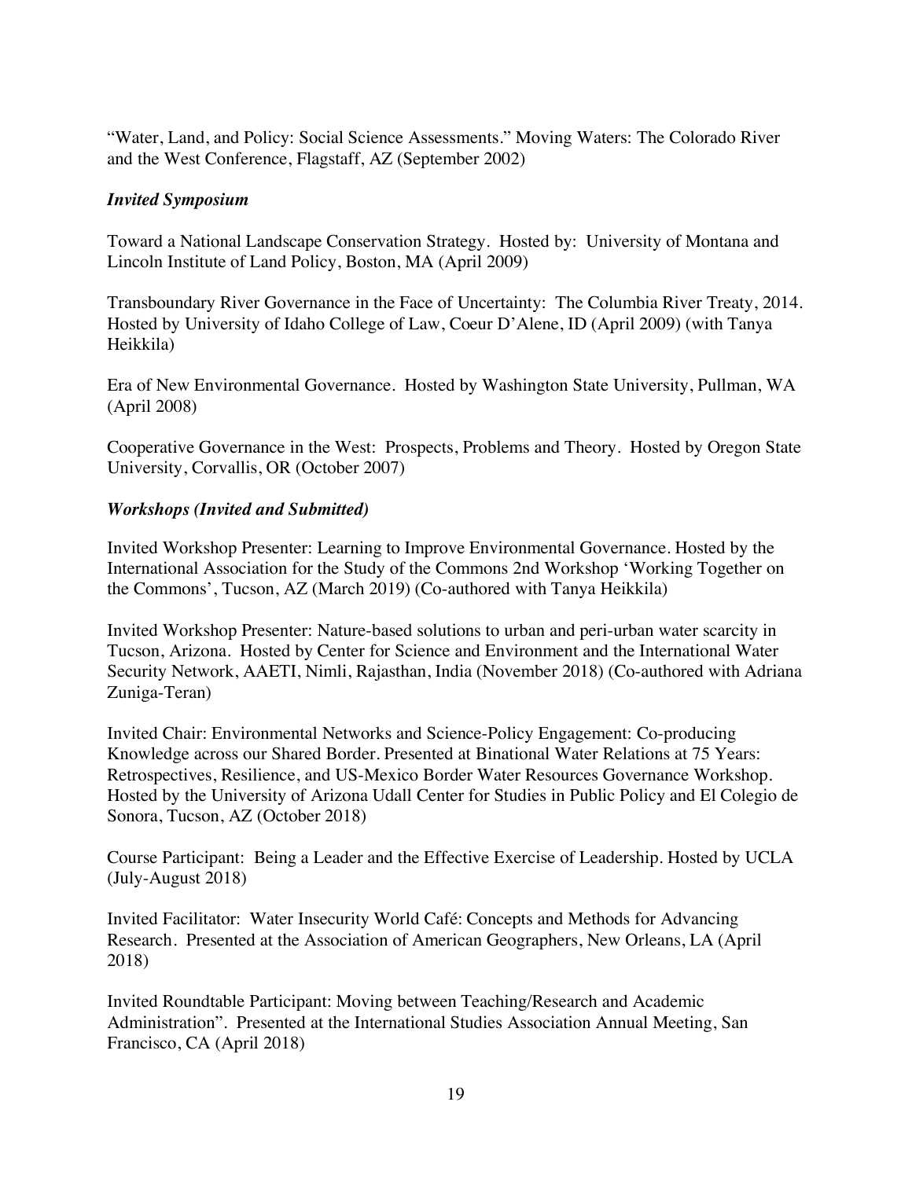"Water, Land, and Policy: Social Science Assessments." Moving Waters: The Colorado River and the West Conference, Flagstaff, AZ (September 2002)

### *Invited Symposium*

Toward a National Landscape Conservation Strategy. Hosted by: University of Montana and Lincoln Institute of Land Policy, Boston, MA (April 2009)

Transboundary River Governance in the Face of Uncertainty: The Columbia River Treaty, 2014. Hosted by University of Idaho College of Law, Coeur D'Alene, ID (April 2009) (with Tanya Heikkila)

Era of New Environmental Governance. Hosted by Washington State University, Pullman, WA (April 2008)

Cooperative Governance in the West: Prospects, Problems and Theory. Hosted by Oregon State University, Corvallis, OR (October 2007)

### *Workshops (Invited and Submitted)*

Invited Workshop Presenter: Learning to Improve Environmental Governance. Hosted by the International Association for the Study of the Commons 2nd Workshop 'Working Together on the Commons', Tucson, AZ (March 2019) (Co-authored with Tanya Heikkila)

Invited Workshop Presenter: Nature-based solutions to urban and peri-urban water scarcity in Tucson, Arizona. Hosted by Center for Science and Environment and the International Water Security Network, AAETI, Nimli, Rajasthan, India (November 2018) (Co-authored with Adriana Zuniga-Teran)

Invited Chair: Environmental Networks and Science-Policy Engagement: Co-producing Knowledge across our Shared Border. Presented at Binational Water Relations at 75 Years: Retrospectives, Resilience, and US-Mexico Border Water Resources Governance Workshop. Hosted by the University of Arizona Udall Center for Studies in Public Policy and El Colegio de Sonora, Tucson, AZ (October 2018)

Course Participant: Being a Leader and the Effective Exercise of Leadership. Hosted by UCLA (July-August 2018)

Invited Facilitator: Water Insecurity World Café: Concepts and Methods for Advancing Research. Presented at the Association of American Geographers, New Orleans, LA (April 2018)

Invited Roundtable Participant: Moving between Teaching/Research and Academic Administration". Presented at the International Studies Association Annual Meeting, San Francisco, CA (April 2018)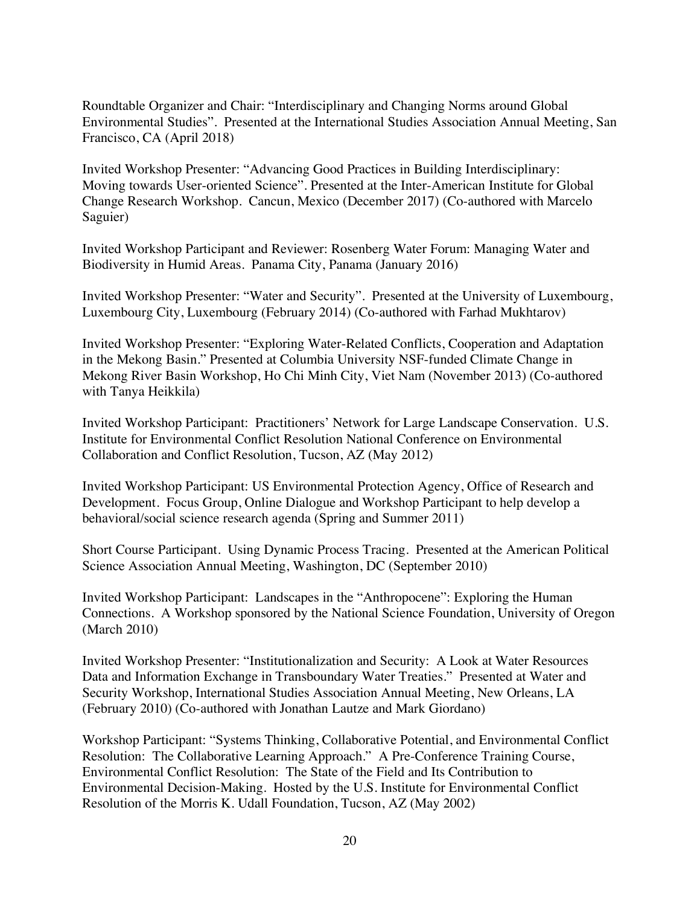Roundtable Organizer and Chair: "Interdisciplinary and Changing Norms around Global Environmental Studies". Presented at the International Studies Association Annual Meeting, San Francisco, CA (April 2018)

Invited Workshop Presenter: "Advancing Good Practices in Building Interdisciplinary: Moving towards User-oriented Science". Presented at the Inter-American Institute for Global Change Research Workshop. Cancun, Mexico (December 2017) (Co-authored with Marcelo Saguier)

Invited Workshop Participant and Reviewer: Rosenberg Water Forum: Managing Water and Biodiversity in Humid Areas. Panama City, Panama (January 2016)

Invited Workshop Presenter: "Water and Security". Presented at the University of Luxembourg, Luxembourg City, Luxembourg (February 2014) (Co-authored with Farhad Mukhtarov)

Invited Workshop Presenter: "Exploring Water-Related Conflicts, Cooperation and Adaptation in the Mekong Basin." Presented at Columbia University NSF-funded Climate Change in Mekong River Basin Workshop, Ho Chi Minh City, Viet Nam (November 2013) (Co-authored with Tanya Heikkila)

Invited Workshop Participant: Practitioners' Network for Large Landscape Conservation. U.S. Institute for Environmental Conflict Resolution National Conference on Environmental Collaboration and Conflict Resolution, Tucson, AZ (May 2012)

Invited Workshop Participant: US Environmental Protection Agency, Office of Research and Development. Focus Group, Online Dialogue and Workshop Participant to help develop a behavioral/social science research agenda (Spring and Summer 2011)

Short Course Participant. Using Dynamic Process Tracing. Presented at the American Political Science Association Annual Meeting, Washington, DC (September 2010)

Invited Workshop Participant: Landscapes in the "Anthropocene": Exploring the Human Connections. A Workshop sponsored by the National Science Foundation, University of Oregon (March 2010)

Invited Workshop Presenter: "Institutionalization and Security: A Look at Water Resources Data and Information Exchange in Transboundary Water Treaties." Presented at Water and Security Workshop, International Studies Association Annual Meeting, New Orleans, LA (February 2010) (Co-authored with Jonathan Lautze and Mark Giordano)

Workshop Participant: "Systems Thinking, Collaborative Potential, and Environmental Conflict Resolution: The Collaborative Learning Approach." A Pre-Conference Training Course, Environmental Conflict Resolution: The State of the Field and Its Contribution to Environmental Decision-Making. Hosted by the U.S. Institute for Environmental Conflict Resolution of the Morris K. Udall Foundation, Tucson, AZ (May 2002)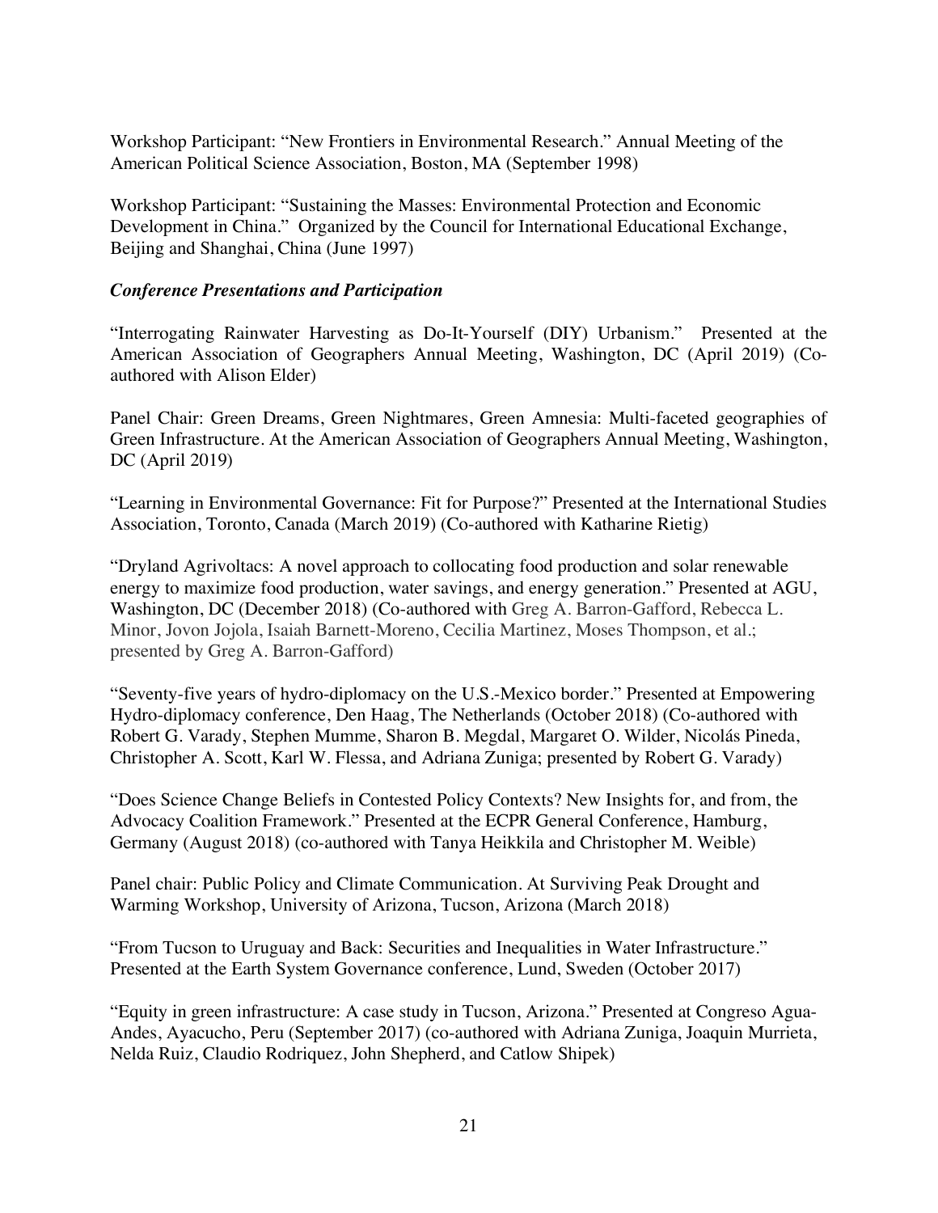Workshop Participant: "New Frontiers in Environmental Research." Annual Meeting of the American Political Science Association, Boston, MA (September 1998)

Workshop Participant: "Sustaining the Masses: Environmental Protection and Economic Development in China." Organized by the Council for International Educational Exchange, Beijing and Shanghai, China (June 1997)

### *Conference Presentations and Participation*

"Interrogating Rainwater Harvesting as Do-It-Yourself (DIY) Urbanism." Presented at the American Association of Geographers Annual Meeting, Washington, DC (April 2019) (Co-authored with Alison Elder)

Panel Chair: Green Dreams, Green Nightmares, Green Amnesia: Multi-faceted geographies of Green Infrastructure. At the American Association of Geographers Annual Meeting, Washington, DC (April 2019)

"Learning in Environmental Governance: Fit for Purpose?" Presented at the International Studies Association, Toronto, Canada (March 2019) (Co-authored with Katharine Rietig)

"Dryland Agrivoltacs: A novel approach to collocating food production and solar renewable energy to maximize food production, water savings, and energy generation." Presented at AGU, Washington, DC (December 2018) (Co-authored with Greg A. Barron-Gafford, Rebecca L. Minor, Jovon Jojola, Isaiah Barnett-Moreno, Cecilia Martinez, Moses Thompson, et al.; presented by Greg A. Barron-Gafford)

"Seventy-five years of hydro-diplomacy on the U.S.-Mexico border." Presented at Empowering Hydro-diplomacy conference, Den Haag, The Netherlands (October 2018) (Co-authored with Robert G. Varady, Stephen Mumme, Sharon B. Megdal, Margaret O. Wilder, Nicolás Pineda, Christopher A. Scott, Karl W. Flessa, and Adriana Zuniga; presented by Robert G. Varady)

"Does Science Change Beliefs in Contested Policy Contexts? New Insights for, and from, the Advocacy Coalition Framework." Presented at the ECPR General Conference, Hamburg, Germany (August 2018) (co-authored with Tanya Heikkila and Christopher M. Weible)

Panel chair: Public Policy and Climate Communication. At Surviving Peak Drought and Warming Workshop, University of Arizona, Tucson, Arizona (March 2018)

"From Tucson to Uruguay and Back: Securities and Inequalities in Water Infrastructure." Presented at the Earth System Governance conference, Lund, Sweden (October 2017)

"Equity in green infrastructure: A case study in Tucson, Arizona." Presented at Congreso Agua-Andes, Ayacucho, Peru (September 2017) (co-authored with Adriana Zuniga, Joaquin Murrieta, Nelda Ruiz, Claudio Rodriquez, John Shepherd, and Catlow Shipek)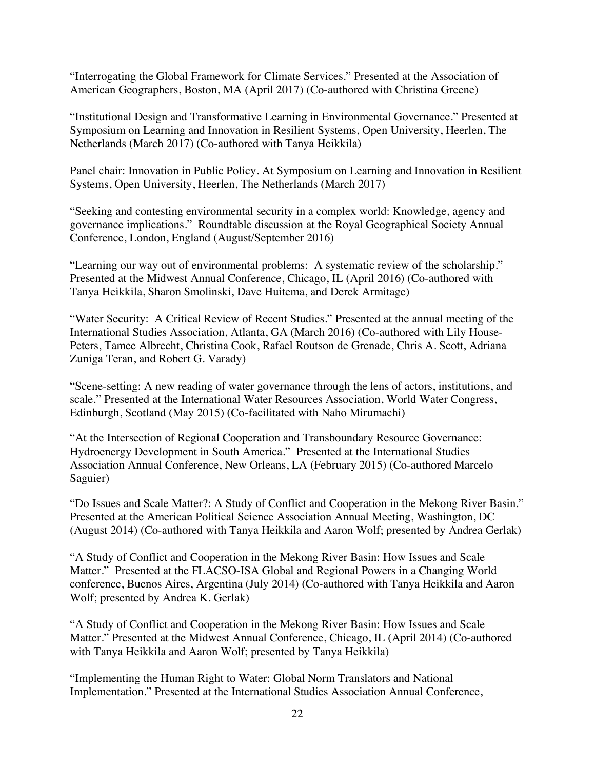"Interrogating the Global Framework for Climate Services." Presented at the Association of American Geographers, Boston, MA (April 2017) (Co-authored with Christina Greene)

"Institutional Design and Transformative Learning in Environmental Governance." Presented at Symposium on Learning and Innovation in Resilient Systems, Open University, Heerlen, The Netherlands (March 2017) (Co-authored with Tanya Heikkila)

Panel chair: Innovation in Public Policy. At Symposium on Learning and Innovation in Resilient Systems, Open University, Heerlen, The Netherlands (March 2017)

"Seeking and contesting environmental security in a complex world: Knowledge, agency and governance implications." Roundtable discussion at the Royal Geographical Society Annual Conference, London, England (August/September 2016)

"Learning our way out of environmental problems: A systematic review of the scholarship." Presented at the Midwest Annual Conference, Chicago, IL (April 2016) (Co-authored with Tanya Heikkila, Sharon Smolinski, Dave Huitema, and Derek Armitage)

"Water Security: A Critical Review of Recent Studies." Presented at the annual meeting of the International Studies Association, Atlanta, GA (March 2016) (Co-authored with Lily House-Peters, Tamee Albrecht, Christina Cook, Rafael Routson de Grenade, Chris A. Scott, Adriana Zuniga Teran, and Robert G. Varady)

"Scene-setting: A new reading of water governance through the lens of actors, institutions, and scale." Presented at the International Water Resources Association, World Water Congress, Edinburgh, Scotland (May 2015) (Co-facilitated with Naho Mirumachi)

"At the Intersection of Regional Cooperation and Transboundary Resource Governance: Hydroenergy Development in South America." Presented at the International Studies Association Annual Conference, New Orleans, LA (February 2015) (Co-authored Marcelo Saguier)

"Do Issues and Scale Matter?: A Study of Conflict and Cooperation in the Mekong River Basin." Presented at the American Political Science Association Annual Meeting, Washington, DC (August 2014) (Co-authored with Tanya Heikkila and Aaron Wolf; presented by Andrea Gerlak)

"A Study of Conflict and Cooperation in the Mekong River Basin: How Issues and Scale Matter." Presented at the FLACSO-ISA Global and Regional Powers in a Changing World conference, Buenos Aires, Argentina (July 2014) (Co-authored with Tanya Heikkila and Aaron Wolf; presented by Andrea K. Gerlak)

"A Study of Conflict and Cooperation in the Mekong River Basin: How Issues and Scale Matter." Presented at the Midwest Annual Conference, Chicago, IL (April 2014) (Co-authored with Tanya Heikkila and Aaron Wolf; presented by Tanya Heikkila)

"Implementing the Human Right to Water: Global Norm Translators and National Implementation." Presented at the International Studies Association Annual Conference,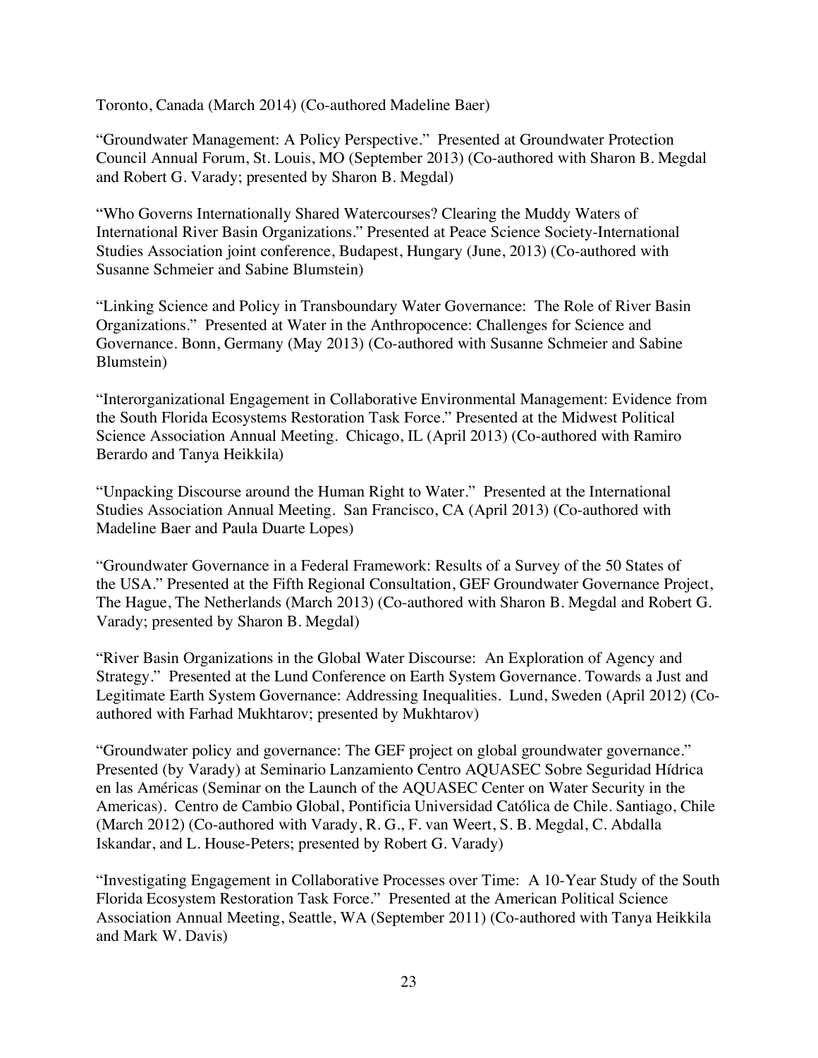Toronto, Canada (March 2014) (Co-authored Madeline Baer)

"Groundwater Management: A Policy Perspective." Presented at Groundwater Protection Council Annual Forum, St. Louis, MO (September 2013) (Co-authored with Sharon B. Megdal and Robert G. Varady; presented by Sharon B. Megdal)

"Who Governs Internationally Shared Watercourses? Clearing the Muddy Waters of International River Basin Organizations." Presented at Peace Science Society-International Studies Association joint conference, Budapest, Hungary (June, 2013) (Co-authored with Susanne Schmeier and Sabine Blumstein)

"Linking Science and Policy in Transboundary Water Governance: The Role of River Basin Organizations." Presented at Water in the Anthropocence: Challenges for Science and Governance. Bonn, Germany (May 2013) (Co-authored with Susanne Schmeier and Sabine Blumstein)

"Interorganizational Engagement in Collaborative Environmental Management: Evidence from the South Florida Ecosystems Restoration Task Force." Presented at the Midwest Political Science Association Annual Meeting. Chicago, IL (April 2013) (Co-authored with Ramiro Berardo and Tanya Heikkila)

"Unpacking Discourse around the Human Right to Water." Presented at the International Studies Association Annual Meeting. San Francisco, CA (April 2013) (Co-authored with Madeline Baer and Paula Duarte Lopes)

"Groundwater Governance in a Federal Framework: Results of a Survey of the 50 States of the USA." Presented at the Fifth Regional Consultation, GEF Groundwater Governance Project, The Hague, The Netherlands (March 2013) (Co-authored with Sharon B. Megdal and Robert G. Varady; presented by Sharon B. Megdal)

"River Basin Organizations in the Global Water Discourse: An Exploration of Agency and Strategy." Presented at the Lund Conference on Earth System Governance. Towards a Just and Legitimate Earth System Governance: Addressing Inequalities. Lund, Sweden (April 2012) (Co-authored with Farhad Mukhtarov; presented by Mukhtarov)

"Groundwater policy and governance: The GEF project on global groundwater governance." Presented (by Varady) at Seminario Lanzamiento Centro AQUASEC Sobre Seguridad Hídrica en las Américas (Seminar on the Launch of the AQUASEC Center on Water Security in the Americas). Centro de Cambio Global, Pontificia Universidad Católica de Chile. Santiago, Chile (March 2012) (Co-authored with Varady, R. G., F. van Weert, S. B. Megdal, C. Abdalla Iskandar, and L. House-Peters; presented by Robert G. Varady)

"Investigating Engagement in Collaborative Processes over Time: A 10-Year Study of the South Florida Ecosystem Restoration Task Force." Presented at the American Political Science Association Annual Meeting, Seattle, WA (September 2011) (Co-authored with Tanya Heikkila and Mark W. Davis)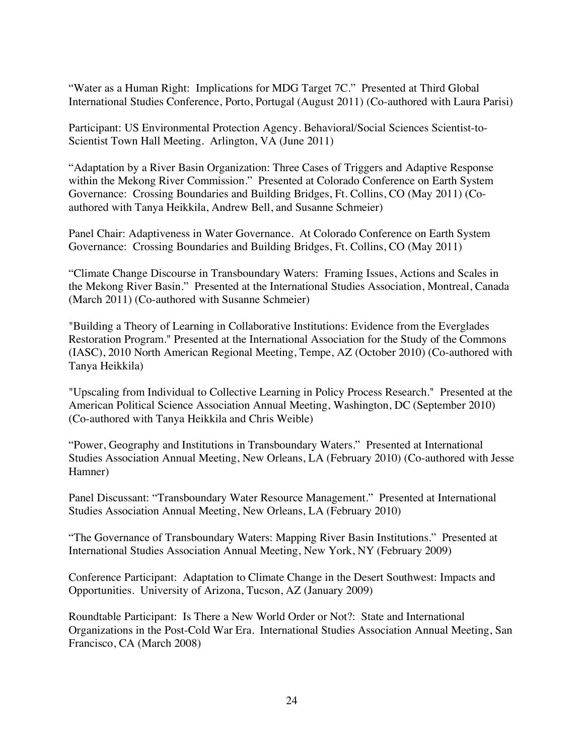"Water as a Human Right: Implications for MDG Target 7C." Presented at Third Global International Studies Conference, Porto, Portugal (August 2011) (Co-authored with Laura Parisi)

Participant: US Environmental Protection Agency. Behavioral/Social Sciences Scientist-to-Scientist Town Hall Meeting. Arlington, VA (June 2011)

"Adaptation by a River Basin Organization: Three Cases of Triggers and Adaptive Response within the Mekong River Commission." Presented at Colorado Conference on Earth System Governance: Crossing Boundaries and Building Bridges, Ft. Collins, CO (May 2011) (Co-authored with Tanya Heikkila, Andrew Bell, and Susanne Schmeier)

Panel Chair: Adaptiveness in Water Governance. At Colorado Conference on Earth System Governance: Crossing Boundaries and Building Bridges, Ft. Collins, CO (May 2011)

"Climate Change Discourse in Transboundary Waters: Framing Issues, Actions and Scales in the Mekong River Basin." Presented at the International Studies Association, Montreal, Canada (March 2011) (Co-authored with Susanne Schmeier)

"Building a Theory of Learning in Collaborative Institutions: Evidence from the Everglades Restoration Program." Presented at the International Association for the Study of the Commons (IASC), 2010 North American Regional Meeting, Tempe, AZ (October 2010) (Co-authored with Tanya Heikkila)

"Upscaling from Individual to Collective Learning in Policy Process Research." Presented at the American Political Science Association Annual Meeting, Washington, DC (September 2010) (Co-authored with Tanya Heikkila and Chris Weible)

"Power, Geography and Institutions in Transboundary Waters." Presented at International Studies Association Annual Meeting, New Orleans, LA (February 2010) (Co-authored with Jesse Hamner)

Panel Discussant: "Transboundary Water Resource Management." Presented at International Studies Association Annual Meeting, New Orleans, LA (February 2010)

"The Governance of Transboundary Waters: Mapping River Basin Institutions." Presented at International Studies Association Annual Meeting, New York, NY (February 2009)

Conference Participant: Adaptation to Climate Change in the Desert Southwest: Impacts and Opportunities. University of Arizona, Tucson, AZ (January 2009)

Roundtable Participant: Is There a New World Order or Not?: State and International Organizations in the Post-Cold War Era. International Studies Association Annual Meeting, San Francisco, CA (March 2008)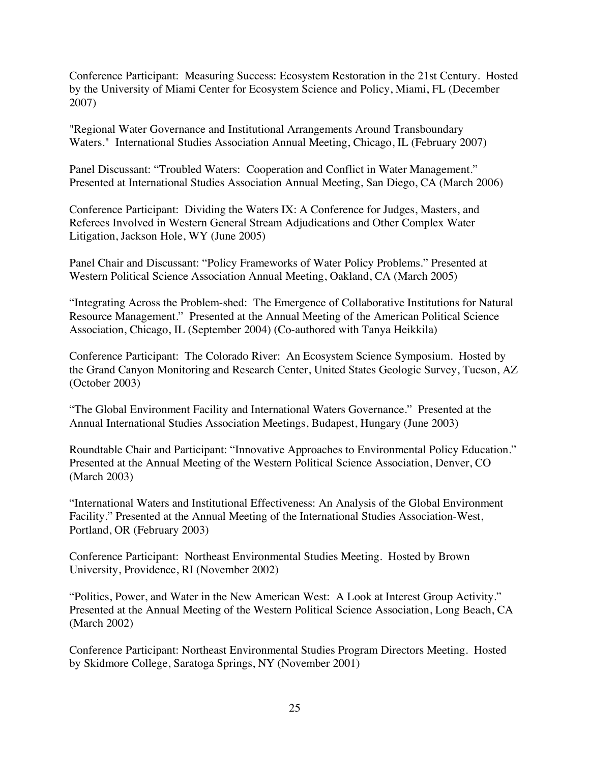Conference Participant: Measuring Success: Ecosystem Restoration in the 21st Century. Hosted by the University of Miami Center for Ecosystem Science and Policy, Miami, FL (December 2007)

"Regional Water Governance and Institutional Arrangements Around Transboundary Waters." International Studies Association Annual Meeting, Chicago, IL (February 2007)

Panel Discussant: "Troubled Waters: Cooperation and Conflict in Water Management." Presented at International Studies Association Annual Meeting, San Diego, CA (March 2006)

Conference Participant: Dividing the Waters IX: A Conference for Judges, Masters, and Referees Involved in Western General Stream Adjudications and Other Complex Water Litigation, Jackson Hole, WY (June 2005)

Panel Chair and Discussant: "Policy Frameworks of Water Policy Problems." Presented at Western Political Science Association Annual Meeting, Oakland, CA (March 2005)

"Integrating Across the Problem-shed: The Emergence of Collaborative Institutions for Natural Resource Management." Presented at the Annual Meeting of the American Political Science Association, Chicago, IL (September 2004) (Co-authored with Tanya Heikkila)

Conference Participant: The Colorado River: An Ecosystem Science Symposium. Hosted by the Grand Canyon Monitoring and Research Center, United States Geologic Survey, Tucson, AZ (October 2003)

"The Global Environment Facility and International Waters Governance." Presented at the Annual International Studies Association Meetings, Budapest, Hungary (June 2003)

Roundtable Chair and Participant: "Innovative Approaches to Environmental Policy Education." Presented at the Annual Meeting of the Western Political Science Association, Denver, CO (March 2003)

"International Waters and Institutional Effectiveness: An Analysis of the Global Environment Facility." Presented at the Annual Meeting of the International Studies Association-West, Portland, OR (February 2003)

Conference Participant: Northeast Environmental Studies Meeting. Hosted by Brown University, Providence, RI (November 2002)

"Politics, Power, and Water in the New American West: A Look at Interest Group Activity." Presented at the Annual Meeting of the Western Political Science Association, Long Beach, CA (March 2002)

Conference Participant: Northeast Environmental Studies Program Directors Meeting. Hosted by Skidmore College, Saratoga Springs, NY (November 2001)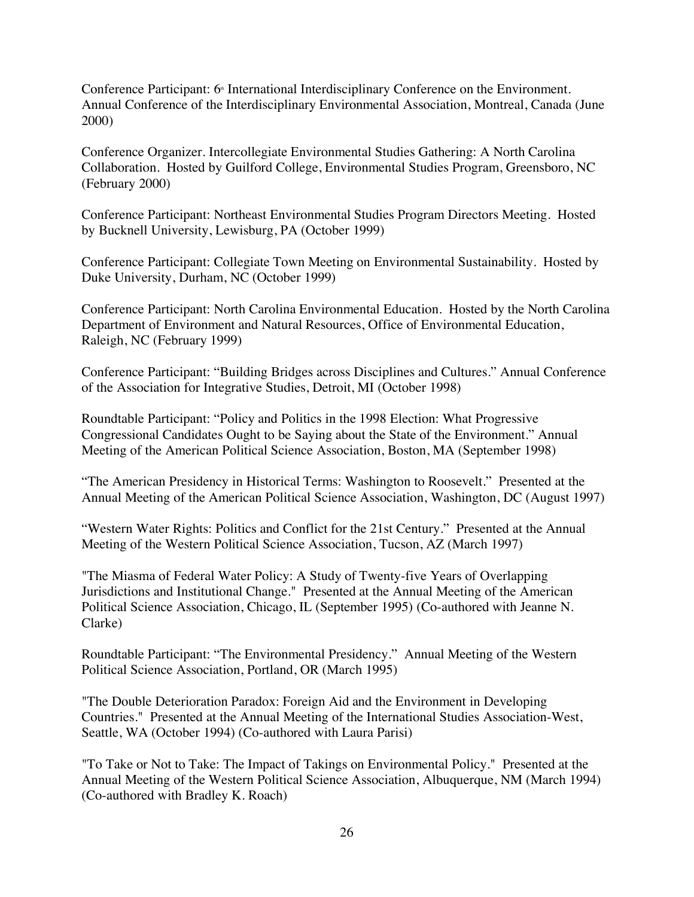Conference Participant: 6th International Interdisciplinary Conference on the Environment. Annual Conference of the Interdisciplinary Environmental Association, Montreal, Canada (June 2000)

Conference Organizer. Intercollegiate Environmental Studies Gathering: A North Carolina Collaboration. Hosted by Guilford College, Environmental Studies Program, Greensboro, NC (February 2000)

Conference Participant: Northeast Environmental Studies Program Directors Meeting. Hosted by Bucknell University, Lewisburg, PA (October 1999)

Conference Participant: Collegiate Town Meeting on Environmental Sustainability. Hosted by Duke University, Durham, NC (October 1999)

Conference Participant: North Carolina Environmental Education. Hosted by the North Carolina Department of Environment and Natural Resources, Office of Environmental Education, Raleigh, NC (February 1999)

Conference Participant: "Building Bridges across Disciplines and Cultures." Annual Conference of the Association for Integrative Studies, Detroit, MI (October 1998)

Roundtable Participant: "Policy and Politics in the 1998 Election: What Progressive Congressional Candidates Ought to be Saying about the State of the Environment." Annual Meeting of the American Political Science Association, Boston, MA (September 1998)

"The American Presidency in Historical Terms: Washington to Roosevelt." Presented at the Annual Meeting of the American Political Science Association, Washington, DC (August 1997)

"Western Water Rights: Politics and Conflict for the 21st Century." Presented at the Annual Meeting of the Western Political Science Association, Tucson, AZ (March 1997)

"The Miasma of Federal Water Policy: A Study of Twenty-five Years of Overlapping Jurisdictions and Institutional Change." Presented at the Annual Meeting of the American Political Science Association, Chicago, IL (September 1995) (Co-authored with Jeanne N. Clarke)

Roundtable Participant: "The Environmental Presidency." Annual Meeting of the Western Political Science Association, Portland, OR (March 1995)

"The Double Deterioration Paradox: Foreign Aid and the Environment in Developing Countries." Presented at the Annual Meeting of the International Studies Association-West, Seattle, WA (October 1994) (Co-authored with Laura Parisi)

"To Take or Not to Take: The Impact of Takings on Environmental Policy." Presented at the Annual Meeting of the Western Political Science Association, Albuquerque, NM (March 1994) (Co-authored with Bradley K. Roach)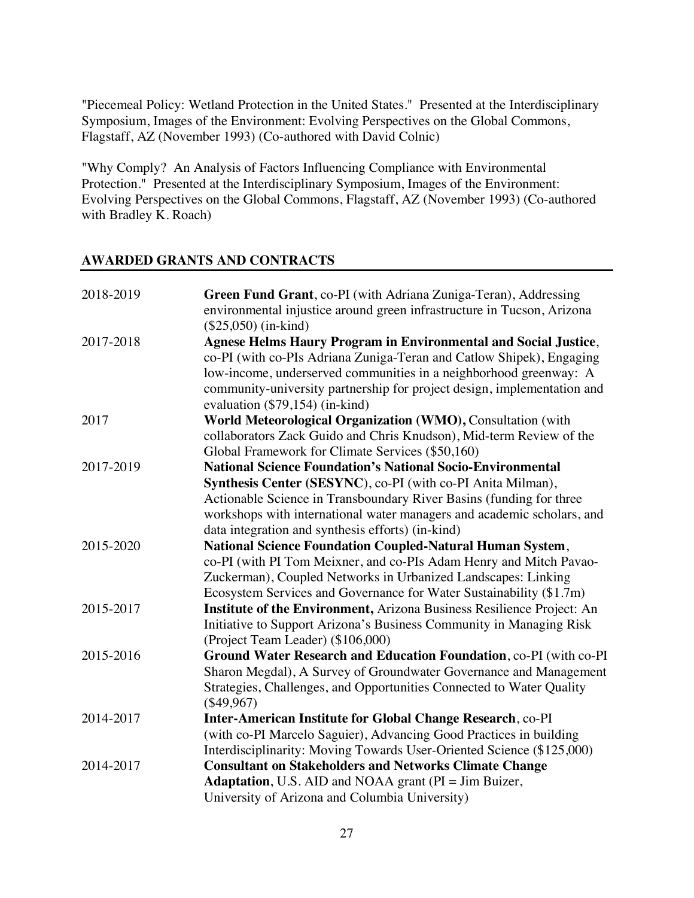"Piecemeal Policy: Wetland Protection in the United States." Presented at the Interdisciplinary Symposium, Images of the Environment: Evolving Perspectives on the Global Commons, Flagstaff, AZ (November 1993) (Co-authored with David Colnic)

"Why Comply? An Analysis of Factors Influencing Compliance with Environmental Protection." Presented at the Interdisciplinary Symposium, Images of the Environment: Evolving Perspectives on the Global Commons, Flagstaff, AZ (November 1993) (Co-authored with Bradley K. Roach)

## AWARDED GRANTS AND CONTRACTS

2018-2019 — **Green Fund Grant**, co-PI (with Adriana Zuniga-Teran), Addressing environmental injustice around green infrastructure in Tucson, Arizona ($25,050) (in-kind)

2017-2018 — **Agnese Helms Haury Program in Environmental and Social Justice**, co-PI (with co-PIs Adriana Zuniga-Teran and Catlow Shipek), Engaging low-income, underserved communities in a neighborhood greenway: A community-university partnership for project design, implementation and evaluation ($79,154) (in-kind)

2017 — **World Meteorological Organization (WMO),** Consultation (with collaborators Zack Guido and Chris Knudson), Mid-term Review of the Global Framework for Climate Services ($50,160)

2017-2019 — **National Science Foundation's National Socio-Environmental Synthesis Center (SESYNC)**, co-PI (with co-PI Anita Milman), Actionable Science in Transboundary River Basins (funding for three workshops with international water managers and academic scholars, and data integration and synthesis efforts) (in-kind)

2015-2020 — **National Science Foundation Coupled-Natural Human System**, co-PI (with PI Tom Meixner, and co-PIs Adam Henry and Mitch Pavao-Zuckerman), Coupled Networks in Urbanized Landscapes: Linking Ecosystem Services and Governance for Water Sustainability ($1.7m)

2015-2017 — **Institute of the Environment,** Arizona Business Resilience Project: An Initiative to Support Arizona's Business Community in Managing Risk (Project Team Leader) ($106,000)

2015-2016 — **Ground Water Research and Education Foundation**, co-PI (with co-PI Sharon Megdal), A Survey of Groundwater Governance and Management Strategies, Challenges, and Opportunities Connected to Water Quality ($49,967)

2014-2017 — **Inter-American Institute for Global Change Research**, co-PI (with co-PI Marcelo Saguier), Advancing Good Practices in building Interdisciplinarity: Moving Towards User-Oriented Science ($125,000)

2014-2017 — **Consultant on Stakeholders and Networks Climate Change Adaptation**, U.S. AID and NOAA grant (PI = Jim Buizer, University of Arizona and Columbia University)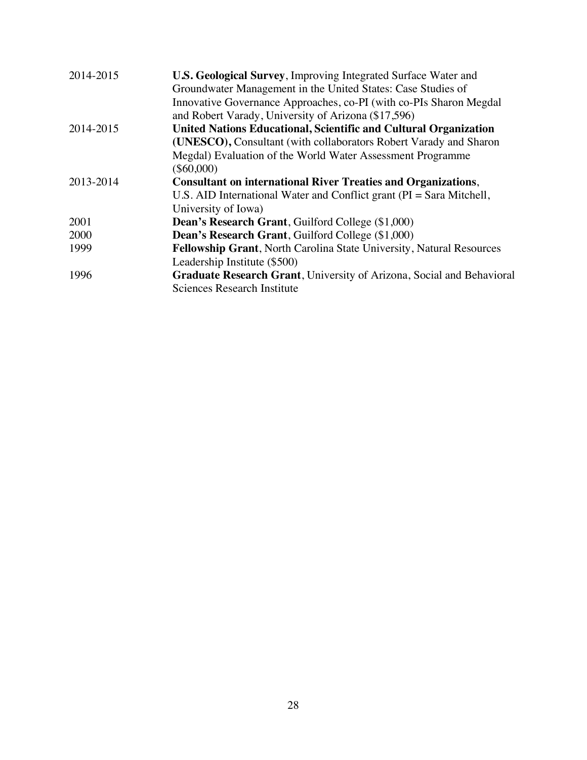| | |
|---|---|
| 2014-2015 | **U.S. Geological Survey**, Improving Integrated Surface Water and Groundwater Management in the United States: Case Studies of Innovative Governance Approaches, co-PI (with co-PIs Sharon Megdal and Robert Varady, University of Arizona ($17,596) |
| 2014-2015 | **United Nations Educational, Scientific and Cultural Organization (UNESCO),** Consultant (with collaborators Robert Varady and Sharon Megdal) Evaluation of the World Water Assessment Programme ($60,000) |
| 2013-2014 | **Consultant on international River Treaties and Organizations**, U.S. AID International Water and Conflict grant (PI = Sara Mitchell, University of Iowa) |
| 2001 | **Dean's Research Grant**, Guilford College ($1,000) |
| 2000 | **Dean's Research Grant**, Guilford College ($1,000) |
| 1999 | **Fellowship Grant**, North Carolina State University, Natural Resources Leadership Institute ($500) |
| 1996 | **Graduate Research Grant**, University of Arizona, Social and Behavioral Sciences Research Institute |